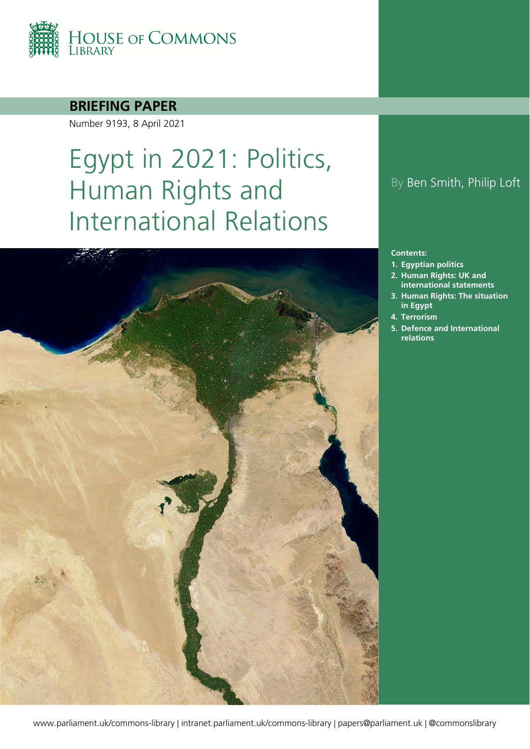HOUSE OF COMMONS LIBRARY

**BRIEFING PAPER**

Number 9193, 8 April 2021

# Egypt in 2021: Politics, Human Rights and International Relations

By Ben Smith, Philip Loft

**Contents:**

1. **Egyptian politics**
2. **Human Rights: UK and international statements**
3. **Human Rights: The situation in Egypt**
4. **Terrorism**
5. **Defence and International relations**

www.parliament.uk/commons-library | intranet.parliament.uk/commons-library | papers@parliament.uk | @commonslibrary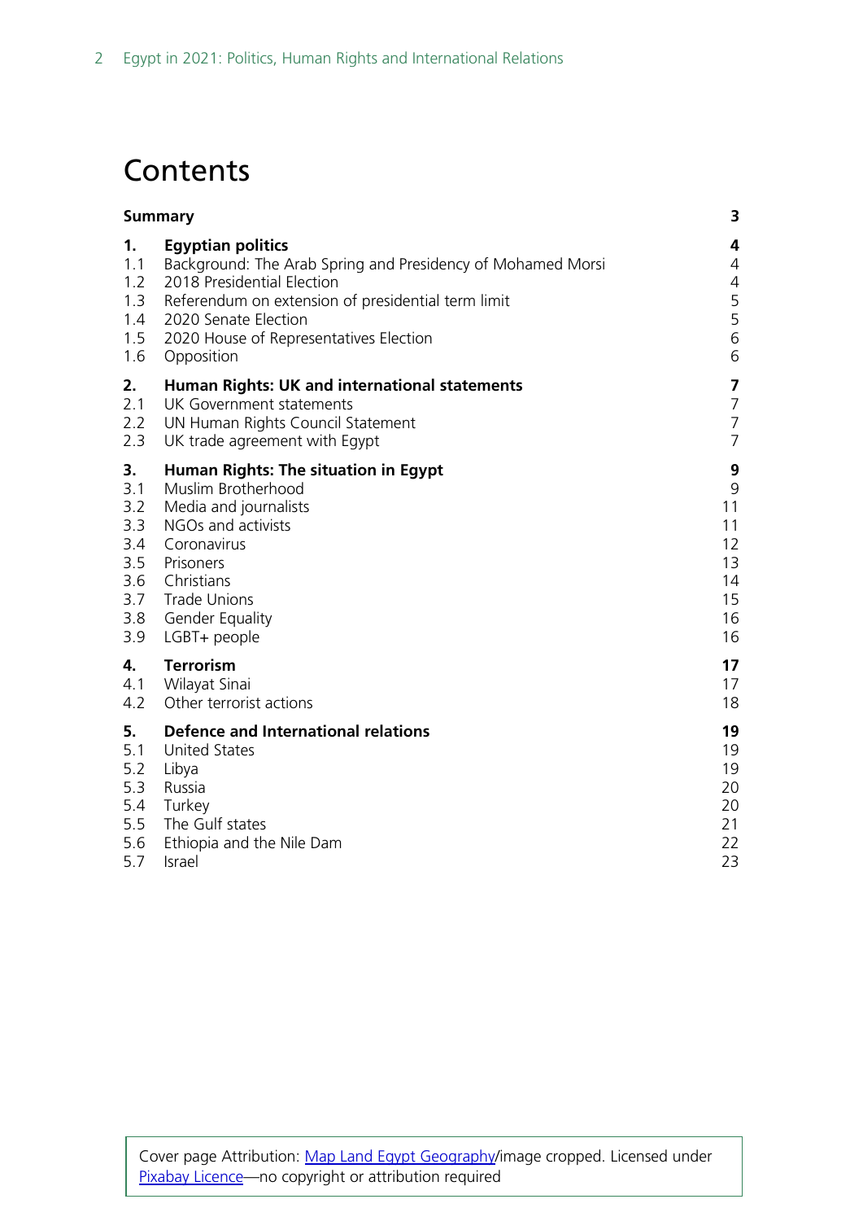# Contents

| | | |
|---|---|---|
| **Summary** | | **3** |
| **1.** | **Egyptian politics** | **4** |
| 1.1 | Background: The Arab Spring and Presidency of Mohamed Morsi | 4 |
| 1.2 | 2018 Presidential Election | 4 |
| 1.3 | Referendum on extension of presidential term limit | 5 |
| 1.4 | 2020 Senate Election | 5 |
| 1.5 | 2020 House of Representatives Election | 6 |
| 1.6 | Opposition | 6 |
| **2.** | **Human Rights: UK and international statements** | **7** |
| 2.1 | UK Government statements | 7 |
| 2.2 | UN Human Rights Council Statement | 7 |
| 2.3 | UK trade agreement with Egypt | 7 |
| **3.** | **Human Rights: The situation in Egypt** | **9** |
| 3.1 | Muslim Brotherhood | 9 |
| 3.2 | Media and journalists | 11 |
| 3.3 | NGOs and activists | 11 |
| 3.4 | Coronavirus | 12 |
| 3.5 | Prisoners | 13 |
| 3.6 | Christians | 14 |
| 3.7 | Trade Unions | 15 |
| 3.8 | Gender Equality | 16 |
| 3.9 | LGBT+ people | 16 |
| **4.** | **Terrorism** | **17** |
| 4.1 | Wilayat Sinai | 17 |
| 4.2 | Other terrorist actions | 18 |
| **5.** | **Defence and International relations** | **19** |
| 5.1 | United States | 19 |
| 5.2 | Libya | 19 |
| 5.3 | Russia | 20 |
| 5.4 | Turkey | 20 |
| 5.5 | The Gulf states | 21 |
| 5.6 | Ethiopia and the Nile Dam | 22 |
| 5.7 | Israel | 23 |

Cover page Attribution: Map Land Egypt Geography/image cropped. Licensed under Pixabay Licence—no copyright or attribution required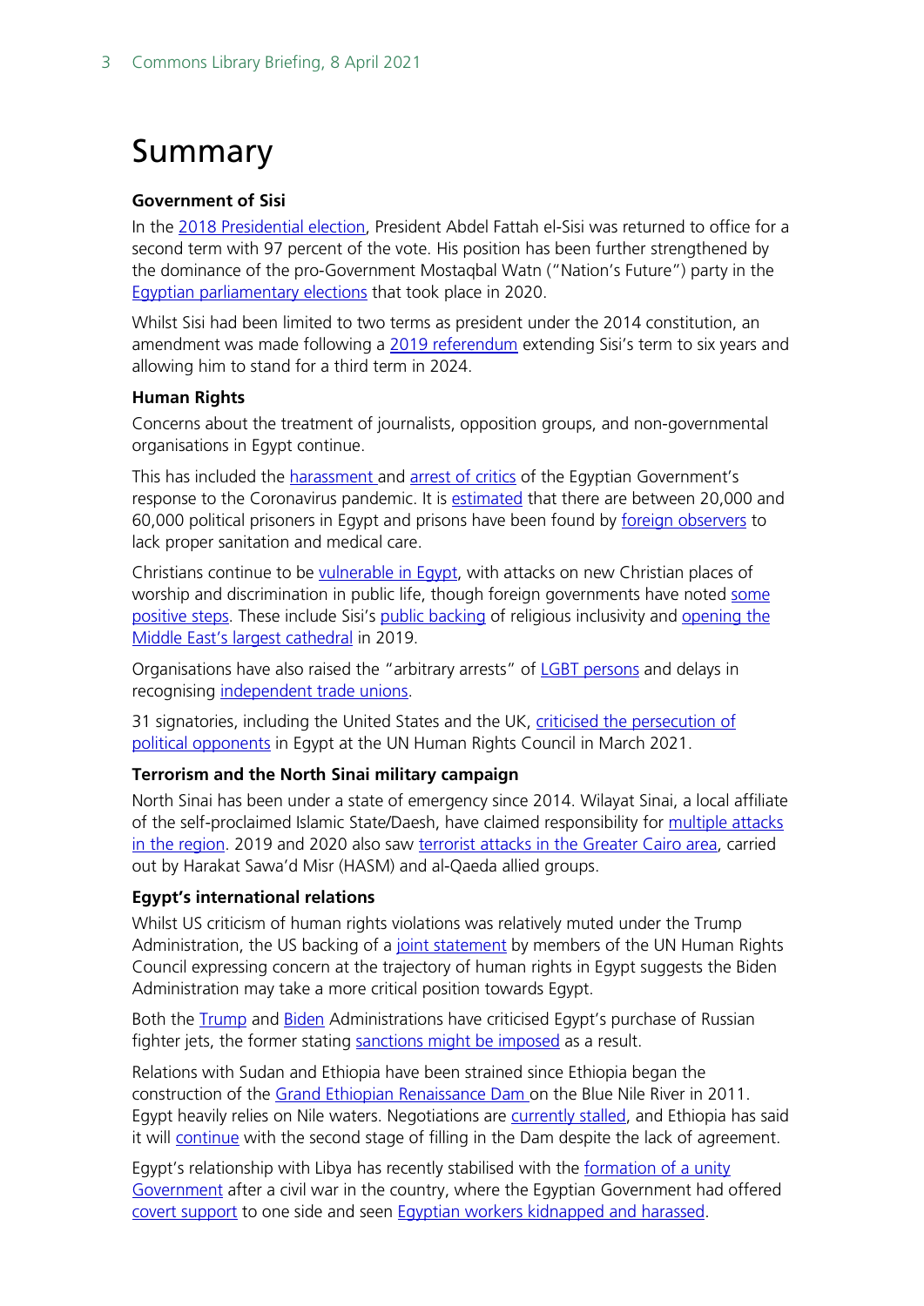# Summary

**Government of Sisi**

In the 2018 Presidential election, President Abdel Fattah el-Sisi was returned to office for a second term with 97 percent of the vote. His position has been further strengthened by the dominance of the pro-Government Mostaqbal Watn ("Nation's Future") party in the Egyptian parliamentary elections that took place in 2020.

Whilst Sisi had been limited to two terms as president under the 2014 constitution, an amendment was made following a 2019 referendum extending Sisi's term to six years and allowing him to stand for a third term in 2024.

**Human Rights**

Concerns about the treatment of journalists, opposition groups, and non-governmental organisations in Egypt continue.

This has included the harassment and arrest of critics of the Egyptian Government's response to the Coronavirus pandemic. It is estimated that there are between 20,000 and 60,000 political prisoners in Egypt and prisons have been found by foreign observers to lack proper sanitation and medical care.

Christians continue to be vulnerable in Egypt, with attacks on new Christian places of worship and discrimination in public life, though foreign governments have noted some positive steps. These include Sisi's public backing of religious inclusivity and opening the Middle East's largest cathedral in 2019.

Organisations have also raised the "arbitrary arrests" of LGBT persons and delays in recognising independent trade unions.

31 signatories, including the United States and the UK, criticised the persecution of political opponents in Egypt at the UN Human Rights Council in March 2021.

**Terrorism and the North Sinai military campaign**

North Sinai has been under a state of emergency since 2014. Wilayat Sinai, a local affiliate of the self-proclaimed Islamic State/Daesh, have claimed responsibility for multiple attacks in the region. 2019 and 2020 also saw terrorist attacks in the Greater Cairo area, carried out by Harakat Sawa'd Misr (HASM) and al-Qaeda allied groups.

**Egypt's international relations**

Whilst US criticism of human rights violations was relatively muted under the Trump Administration, the US backing of a joint statement by members of the UN Human Rights Council expressing concern at the trajectory of human rights in Egypt suggests the Biden Administration may take a more critical position towards Egypt.

Both the Trump and Biden Administrations have criticised Egypt's purchase of Russian fighter jets, the former stating sanctions might be imposed as a result.

Relations with Sudan and Ethiopia have been strained since Ethiopia began the construction of the Grand Ethiopian Renaissance Dam on the Blue Nile River in 2011. Egypt heavily relies on Nile waters. Negotiations are currently stalled, and Ethiopia has said it will continue with the second stage of filling in the Dam despite the lack of agreement.

Egypt's relationship with Libya has recently stabilised with the formation of a unity Government after a civil war in the country, where the Egyptian Government had offered covert support to one side and seen Egyptian workers kidnapped and harassed.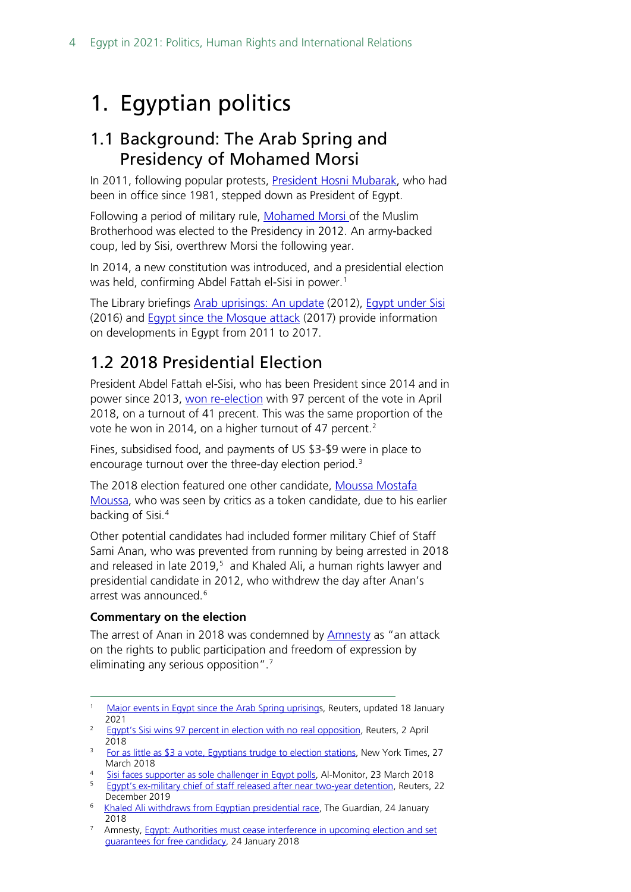# 1. Egyptian politics

## 1.1 Background: The Arab Spring and Presidency of Mohamed Morsi

In 2011, following popular protests, President Hosni Mubarak, who had been in office since 1981, stepped down as President of Egypt.

Following a period of military rule, Mohamed Morsi of the Muslim Brotherhood was elected to the Presidency in 2012. An army-backed coup, led by Sisi, overthrew Morsi the following year.

In 2014, a new constitution was introduced, and a presidential election was held, confirming Abdel Fattah el-Sisi in power.[1]

The Library briefings Arab uprisings: An update (2012), Egypt under Sisi (2016) and Egypt since the Mosque attack (2017) provide information on developments in Egypt from 2011 to 2017.

## 1.2 2018 Presidential Election

President Abdel Fattah el-Sisi, who has been President since 2014 and in power since 2013, won re-election with 97 percent of the vote in April 2018, on a turnout of 41 precent. This was the same proportion of the vote he won in 2014, on a higher turnout of 47 percent.[2]

Fines, subsidised food, and payments of US $3-$9 were in place to encourage turnout over the three-day election period.[3]

The 2018 election featured one other candidate, Moussa Mostafa Moussa, who was seen by critics as a token candidate, due to his earlier backing of Sisi.[4]

Other potential candidates had included former military Chief of Staff Sami Anan, who was prevented from running by being arrested in 2018 and released in late 2019,[5] and Khaled Ali, a human rights lawyer and presidential candidate in 2012, who withdrew the day after Anan's arrest was announced.[6]

**Commentary on the election**

The arrest of Anan in 2018 was condemned by Amnesty as "an attack on the rights to public participation and freedom of expression by eliminating any serious opposition".[7]

---

1. Major events in Egypt since the Arab Spring uprisings, Reuters, updated 18 January 2021
2. Egypt's Sisi wins 97 percent in election with no real opposition, Reuters, 2 April 2018
3. For as little as $3 a vote, Egyptians trudge to election stations, New York Times, 27 March 2018
4. Sisi faces supporter as sole challenger in Egypt polls, Al-Monitor, 23 March 2018
5. Egypt's ex-military chief of staff released after near two-year detention, Reuters, 22 December 2019
6. Khaled Ali withdraws from Egyptian presidential race, The Guardian, 24 January 2018
7. Amnesty, Egypt: Authorities must cease interference in upcoming election and set guarantees for free candidacy, 24 January 2018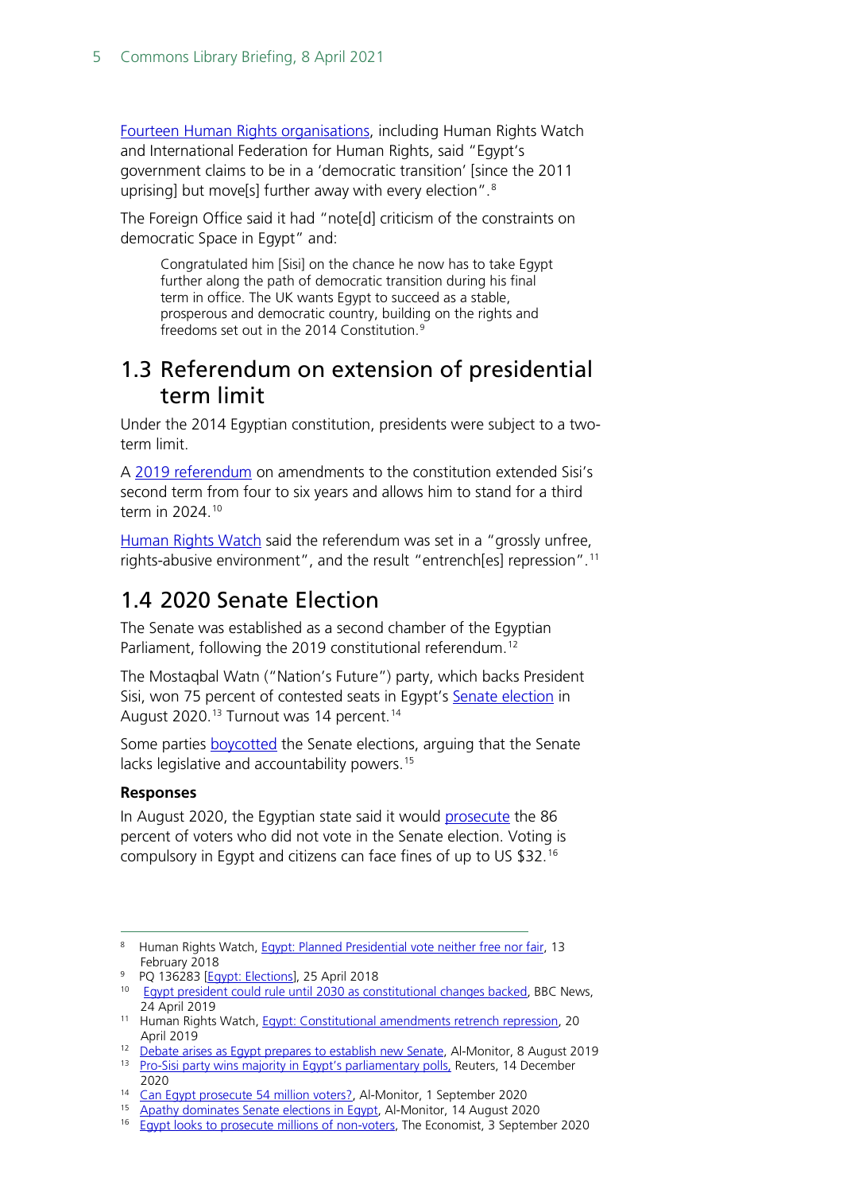Fourteen Human Rights organisations, including Human Rights Watch and International Federation for Human Rights, said "Egypt's government claims to be in a 'democratic transition' [since the 2011 uprising] but move[s] further away with every election".[8]

The Foreign Office said it had "note[d] criticism of the constraints on democratic Space in Egypt" and:

> Congratulated him [Sisi] on the chance he now has to take Egypt further along the path of democratic transition during his final term in office. The UK wants Egypt to succeed as a stable, prosperous and democratic country, building on the rights and freedoms set out in the 2014 Constitution.[9]

## 1.3 Referendum on extension of presidential term limit

Under the 2014 Egyptian constitution, presidents were subject to a two-term limit.

A 2019 referendum on amendments to the constitution extended Sisi's second term from four to six years and allows him to stand for a third term in 2024.[10]

Human Rights Watch said the referendum was set in a "grossly unfree, rights-abusive environment", and the result "entrench[es] repression".[11]

## 1.4 2020 Senate Election

The Senate was established as a second chamber of the Egyptian Parliament, following the 2019 constitutional referendum.[12]

The Mostaqbal Watn ("Nation's Future") party, which backs President Sisi, won 75 percent of contested seats in Egypt's Senate election in August 2020.[13] Turnout was 14 percent.[14]

Some parties boycotted the Senate elections, arguing that the Senate lacks legislative and accountability powers.[15]

**Responses**

In August 2020, the Egyptian state said it would prosecute the 86 percent of voters who did not vote in the Senate election. Voting is compulsory in Egypt and citizens can face fines of up to US $32.[16]

---

[8] Human Rights Watch, Egypt: Planned Presidential vote neither free nor fair, 13 February 2018

[9] PQ 136283 [Egypt: Elections], 25 April 2018

[10] Egypt president could rule until 2030 as constitutional changes backed, BBC News, 24 April 2019

[11] Human Rights Watch, Egypt: Constitutional amendments retrench repression, 20 April 2019

[12] Debate arises as Egypt prepares to establish new Senate, Al-Monitor, 8 August 2019

[13] Pro-Sisi party wins majority in Egypt's parliamentary polls, Reuters, 14 December 2020

[14] Can Egypt prosecute 54 million voters?, Al-Monitor, 1 September 2020

[15] Apathy dominates Senate elections in Egypt, Al-Monitor, 14 August 2020

[16] Egypt looks to prosecute millions of non-voters, The Economist, 3 September 2020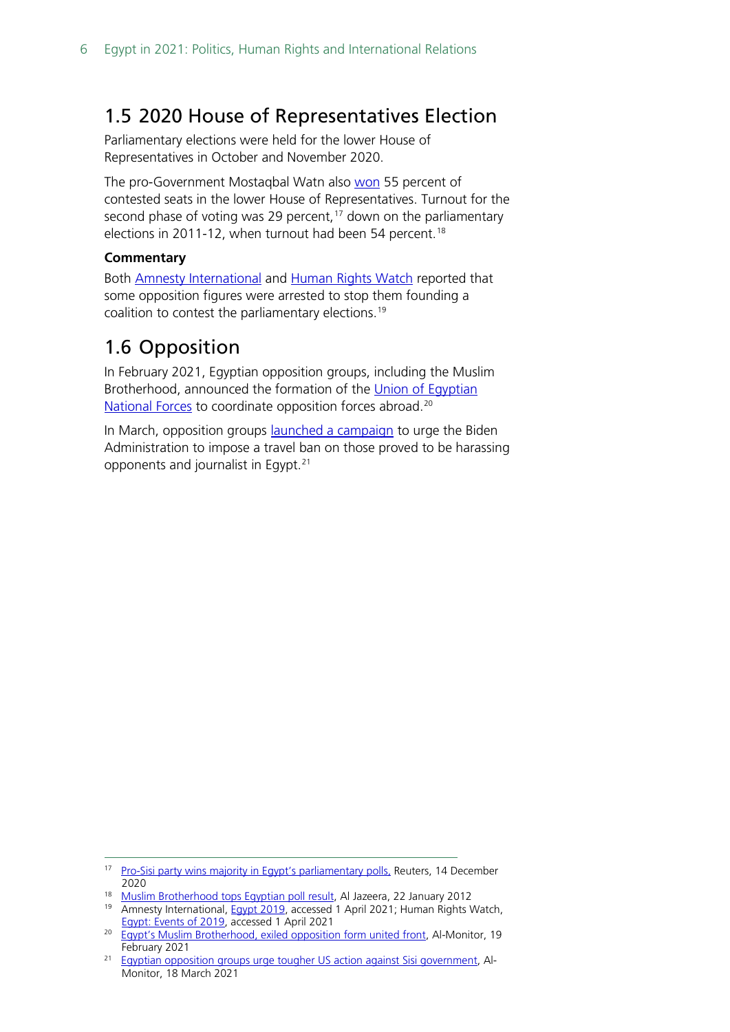## 1.5 2020 House of Representatives Election

Parliamentary elections were held for the lower House of Representatives in October and November 2020.

The pro-Government Mostaqbal Watn also won 55 percent of contested seats in the lower House of Representatives. Turnout for the second phase of voting was 29 percent,[17] down on the parliamentary elections in 2011-12, when turnout had been 54 percent.[18]

**Commentary**

Both Amnesty International and Human Rights Watch reported that some opposition figures were arrested to stop them founding a coalition to contest the parliamentary elections.[19]

## 1.6 Opposition

In February 2021, Egyptian opposition groups, including the Muslim Brotherhood, announced the formation of the Union of Egyptian National Forces to coordinate opposition forces abroad.[20]

In March, opposition groups launched a campaign to urge the Biden Administration to impose a travel ban on those proved to be harassing opponents and journalist in Egypt.[21]

---

[17] Pro-Sisi party wins majority in Egypt's parliamentary polls, Reuters, 14 December 2020

[18] Muslim Brotherhood tops Egyptian poll result, Al Jazeera, 22 January 2012

[19] Amnesty International, Egypt 2019, accessed 1 April 2021; Human Rights Watch, Egypt: Events of 2019, accessed 1 April 2021

[20] Egypt's Muslim Brotherhood, exiled opposition form united front, Al-Monitor, 19 February 2021

[21] Egyptian opposition groups urge tougher US action against Sisi government, Al-Monitor, 18 March 2021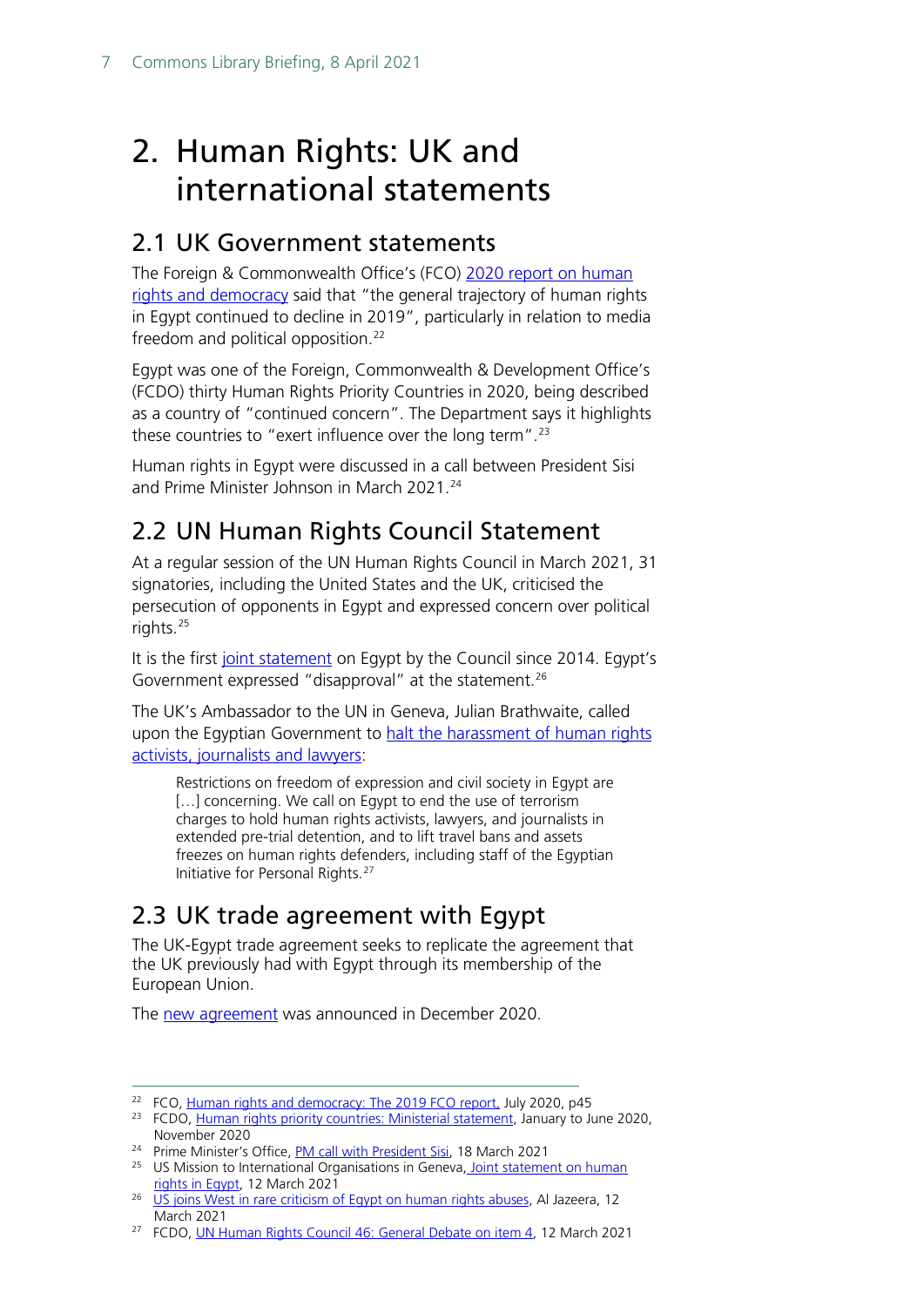# 2. Human Rights: UK and international statements

## 2.1 UK Government statements

The Foreign & Commonwealth Office's (FCO) 2020 report on human rights and democracy said that "the general trajectory of human rights in Egypt continued to decline in 2019", particularly in relation to media freedom and political opposition.[22]

Egypt was one of the Foreign, Commonwealth & Development Office's (FCDO) thirty Human Rights Priority Countries in 2020, being described as a country of "continued concern". The Department says it highlights these countries to "exert influence over the long term".[23]

Human rights in Egypt were discussed in a call between President Sisi and Prime Minister Johnson in March 2021.[24]

## 2.2 UN Human Rights Council Statement

At a regular session of the UN Human Rights Council in March 2021, 31 signatories, including the United States and the UK, criticised the persecution of opponents in Egypt and expressed concern over political rights.[25]

It is the first joint statement on Egypt by the Council since 2014. Egypt's Government expressed "disapproval" at the statement.[26]

The UK's Ambassador to the UN in Geneva, Julian Brathwaite, called upon the Egyptian Government to halt the harassment of human rights activists, journalists and lawyers:

> Restrictions on freedom of expression and civil society in Egypt are [...] concerning. We call on Egypt to end the use of terrorism charges to hold human rights activists, lawyers, and journalists in extended pre-trial detention, and to lift travel bans and assets freezes on human rights defenders, including staff of the Egyptian Initiative for Personal Rights.[27]

## 2.3 UK trade agreement with Egypt

The UK-Egypt trade agreement seeks to replicate the agreement that the UK previously had with Egypt through its membership of the European Union.

The new agreement was announced in December 2020.

---

[22] FCO, Human rights and democracy: The 2019 FCO report, July 2020, p45

[23] FCDO, Human rights priority countries: Ministerial statement, January to June 2020, November 2020

[24] Prime Minister's Office, PM call with President Sisi, 18 March 2021

[25] US Mission to International Organisations in Geneva, Joint statement on human rights in Egypt, 12 March 2021

[26] US joins West in rare criticism of Egypt on human rights abuses, Al Jazeera, 12 March 2021

[27] FCDO, UN Human Rights Council 46: General Debate on item 4, 12 March 2021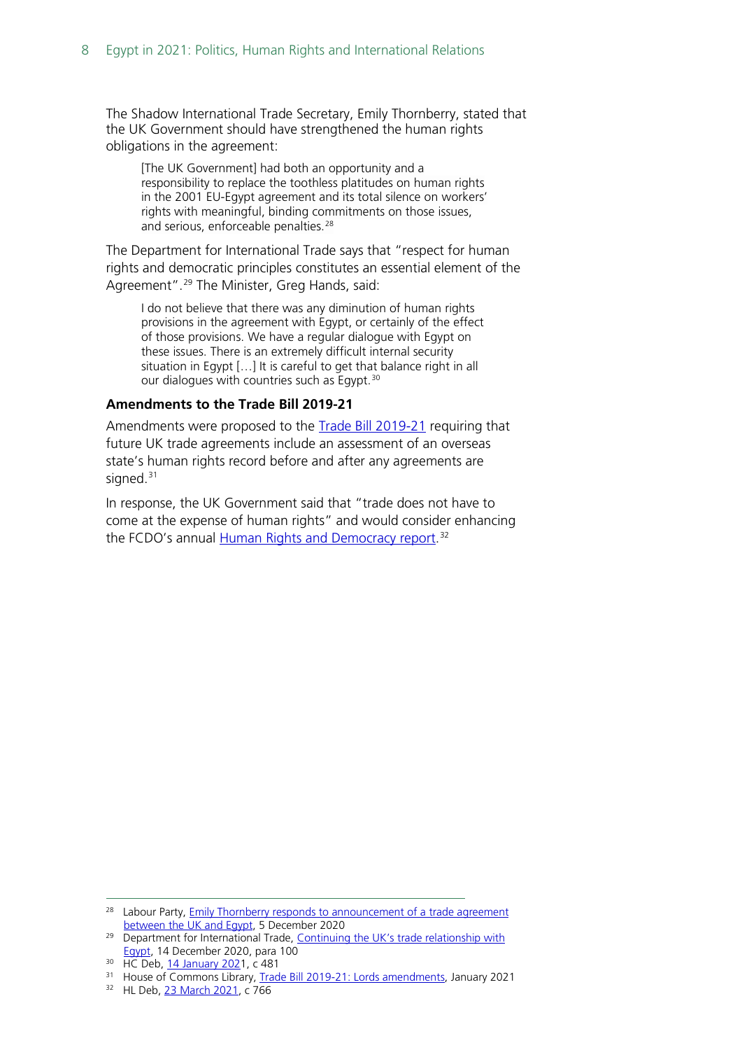The Shadow International Trade Secretary, Emily Thornberry, stated that the UK Government should have strengthened the human rights obligations in the agreement:

> [The UK Government] had both an opportunity and a responsibility to replace the toothless platitudes on human rights in the 2001 EU-Egypt agreement and its total silence on workers' rights with meaningful, binding commitments on those issues, and serious, enforceable penalties.[28]

The Department for International Trade says that "respect for human rights and democratic principles constitutes an essential element of the Agreement".[29] The Minister, Greg Hands, said:

> I do not believe that there was any diminution of human rights provisions in the agreement with Egypt, or certainly of the effect of those provisions. We have a regular dialogue with Egypt on these issues. There is an extremely difficult internal security situation in Egypt […] It is careful to get that balance right in all our dialogues with countries such as Egypt.[30]

**Amendments to the Trade Bill 2019-21**

Amendments were proposed to the Trade Bill 2019-21 requiring that future UK trade agreements include an assessment of an overseas state's human rights record before and after any agreements are signed.[31]

In response, the UK Government said that "trade does not have to come at the expense of human rights" and would consider enhancing the FCDO's annual Human Rights and Democracy report.[32]

---

[28] Labour Party, Emily Thornberry responds to announcement of a trade agreement between the UK and Egypt, 5 December 2020

[29] Department for International Trade, Continuing the UK's trade relationship with Egypt, 14 December 2020, para 100

[30] HC Deb, 14 January 2021, c 481

[31] House of Commons Library, Trade Bill 2019-21: Lords amendments, January 2021

[32] HL Deb, 23 March 2021, c 766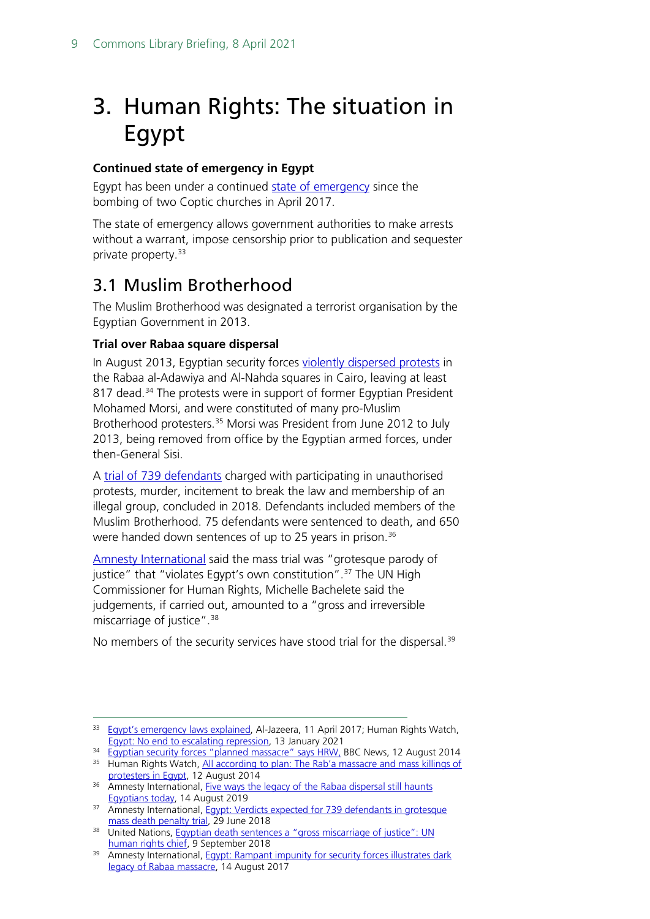# 3. Human Rights: The situation in Egypt

**Continued state of emergency in Egypt**

Egypt has been under a continued state of emergency since the bombing of two Coptic churches in April 2017.

The state of emergency allows government authorities to make arrests without a warrant, impose censorship prior to publication and sequester private property.[33]

## 3.1 Muslim Brotherhood

The Muslim Brotherhood was designated a terrorist organisation by the Egyptian Government in 2013.

**Trial over Rabaa square dispersal**

In August 2013, Egyptian security forces violently dispersed protests in the Rabaa al-Adawiya and Al-Nahda squares in Cairo, leaving at least 817 dead.[34] The protests were in support of former Egyptian President Mohamed Morsi, and were constituted of many pro-Muslim Brotherhood protesters.[35] Morsi was President from June 2012 to July 2013, being removed from office by the Egyptian armed forces, under then-General Sisi.

A trial of 739 defendants charged with participating in unauthorised protests, murder, incitement to break the law and membership of an illegal group, concluded in 2018. Defendants included members of the Muslim Brotherhood. 75 defendants were sentenced to death, and 650 were handed down sentences of up to 25 years in prison.[36]

Amnesty International said the mass trial was "grotesque parody of justice" that "violates Egypt's own constitution".[37] The UN High Commissioner for Human Rights, Michelle Bachelete said the judgements, if carried out, amounted to a "gross and irreversible miscarriage of justice".[38]

No members of the security services have stood trial for the dispersal.[39]

---

[33] Egypt's emergency laws explained, Al-Jazeera, 11 April 2017; Human Rights Watch, Egypt: No end to escalating repression, 13 January 2021

[34] Egyptian security forces "planned massacre" says HRW, BBC News, 12 August 2014

[35] Human Rights Watch, All according to plan: The Rab'a massacre and mass killings of protesters in Egypt, 12 August 2014

[36] Amnesty International, Five ways the legacy of the Rabaa dispersal still haunts Egyptians today, 14 August 2019

[37] Amnesty International, Egypt: Verdicts expected for 739 defendants in grotesque mass death penalty trial, 29 June 2018

[38] United Nations, Egyptian death sentences a "gross miscarriage of justice": UN human rights chief, 9 September 2018

[39] Amnesty International, Egypt: Rampant impunity for security forces illustrates dark legacy of Rabaa massacre, 14 August 2017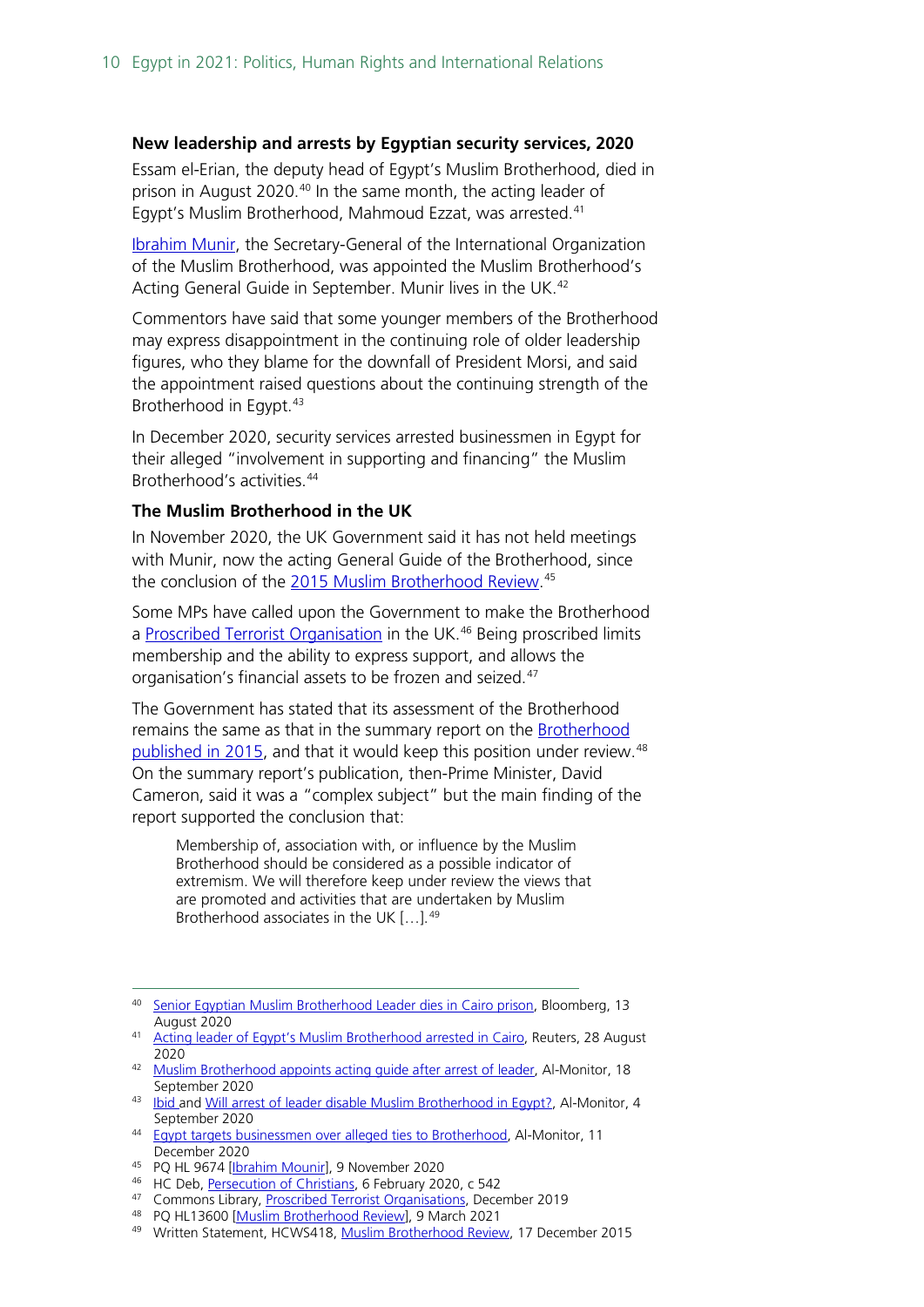**New leadership and arrests by Egyptian security services, 2020**

Essam el-Erian, the deputy head of Egypt's Muslim Brotherhood, died in prison in August 2020.[40] In the same month, the acting leader of Egypt's Muslim Brotherhood, Mahmoud Ezzat, was arrested.[41]

Ibrahim Munir, the Secretary-General of the International Organization of the Muslim Brotherhood, was appointed the Muslim Brotherhood's Acting General Guide in September. Munir lives in the UK.[42]

Commentors have said that some younger members of the Brotherhood may express disappointment in the continuing role of older leadership figures, who they blame for the downfall of President Morsi, and said the appointment raised questions about the continuing strength of the Brotherhood in Egypt.[43]

In December 2020, security services arrested businessmen in Egypt for their alleged "involvement in supporting and financing" the Muslim Brotherhood's activities.[44]

**The Muslim Brotherhood in the UK**

In November 2020, the UK Government said it has not held meetings with Munir, now the acting General Guide of the Brotherhood, since the conclusion of the 2015 Muslim Brotherhood Review.[45]

Some MPs have called upon the Government to make the Brotherhood a Proscribed Terrorist Organisation in the UK.[46] Being proscribed limits membership and the ability to express support, and allows the organisation's financial assets to be frozen and seized.[47]

The Government has stated that its assessment of the Brotherhood remains the same as that in the summary report on the Brotherhood published in 2015, and that it would keep this position under review.[48] On the summary report's publication, then-Prime Minister, David Cameron, said it was a "complex subject" but the main finding of the report supported the conclusion that:

> Membership of, association with, or influence by the Muslim Brotherhood should be considered as a possible indicator of extremism. We will therefore keep under review the views that are promoted and activities that are undertaken by Muslim Brotherhood associates in the UK […].[49]

---

[40] Senior Egyptian Muslim Brotherhood Leader dies in Cairo prison, Bloomberg, 13 August 2020

[41] Acting leader of Egypt's Muslim Brotherhood arrested in Cairo, Reuters, 28 August 2020

[42] Muslim Brotherhood appoints acting guide after arrest of leader, Al-Monitor, 18 September 2020

[43] Ibid and Will arrest of leader disable Muslim Brotherhood in Egypt?, Al-Monitor, 4 September 2020

[44] Egypt targets businessmen over alleged ties to Brotherhood, Al-Monitor, 11 December 2020

[45] PQ HL 9674 [Ibrahim Mounir], 9 November 2020

[46] HC Deb, Persecution of Christians, 6 February 2020, c 542

[47] Commons Library, Proscribed Terrorist Organisations, December 2019

[48] PQ HL13600 [Muslim Brotherhood Review], 9 March 2021

[49] Written Statement, HCWS418, Muslim Brotherhood Review, 17 December 2015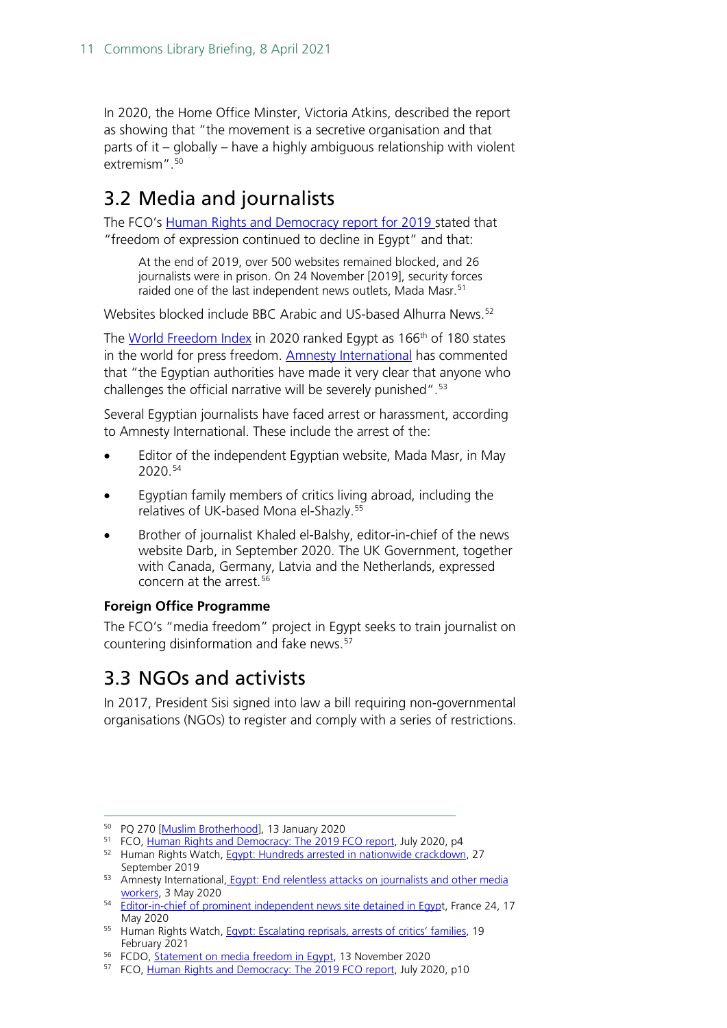In 2020, the Home Office Minster, Victoria Atkins, described the report as showing that "the movement is a secretive organisation and that parts of it – globally – have a highly ambiguous relationship with violent extremism".[50]

## 3.2 Media and journalists

The FCO's Human Rights and Democracy report for 2019 stated that "freedom of expression continued to decline in Egypt" and that:

> At the end of 2019, over 500 websites remained blocked, and 26 journalists were in prison. On 24 November [2019], security forces raided one of the last independent news outlets, Mada Masr.[51]

Websites blocked include BBC Arabic and US-based Alhurra News.[52]

The World Freedom Index in 2020 ranked Egypt as 166th of 180 states in the world for press freedom. Amnesty International has commented that "the Egyptian authorities have made it very clear that anyone who challenges the official narrative will be severely punished".[53]

Several Egyptian journalists have faced arrest or harassment, according to Amnesty International. These include the arrest of the:

- Editor of the independent Egyptian website, Mada Masr, in May 2020.[54]
- Egyptian family members of critics living abroad, including the relatives of UK-based Mona el-Shazly.[55]
- Brother of journalist Khaled el-Balshy, editor-in-chief of the news website Darb, in September 2020. The UK Government, together with Canada, Germany, Latvia and the Netherlands, expressed concern at the arrest.[56]

**Foreign Office Programme**

The FCO's "media freedom" project in Egypt seeks to train journalist on countering disinformation and fake news.[57]

## 3.3 NGOs and activists

In 2017, President Sisi signed into law a bill requiring non-governmental organisations (NGOs) to register and comply with a series of restrictions.

---

[50] PQ 270 [Muslim Brotherhood], 13 January 2020

[51] FCO, Human Rights and Democracy: The 2019 FCO report, July 2020, p4

[52] Human Rights Watch, Egypt: Hundreds arrested in nationwide crackdown, 27 September 2019

[53] Amnesty International, Egypt: End relentless attacks on journalists and other media workers, 3 May 2020

[54] Editor-in-chief of prominent independent news site detained in Egypt, France 24, 17 May 2020

[55] Human Rights Watch, Egypt: Escalating reprisals, arrests of critics' families, 19 February 2021

[56] FCDO, Statement on media freedom in Egypt, 13 November 2020

[57] FCO, Human Rights and Democracy: The 2019 FCO report, July 2020, p10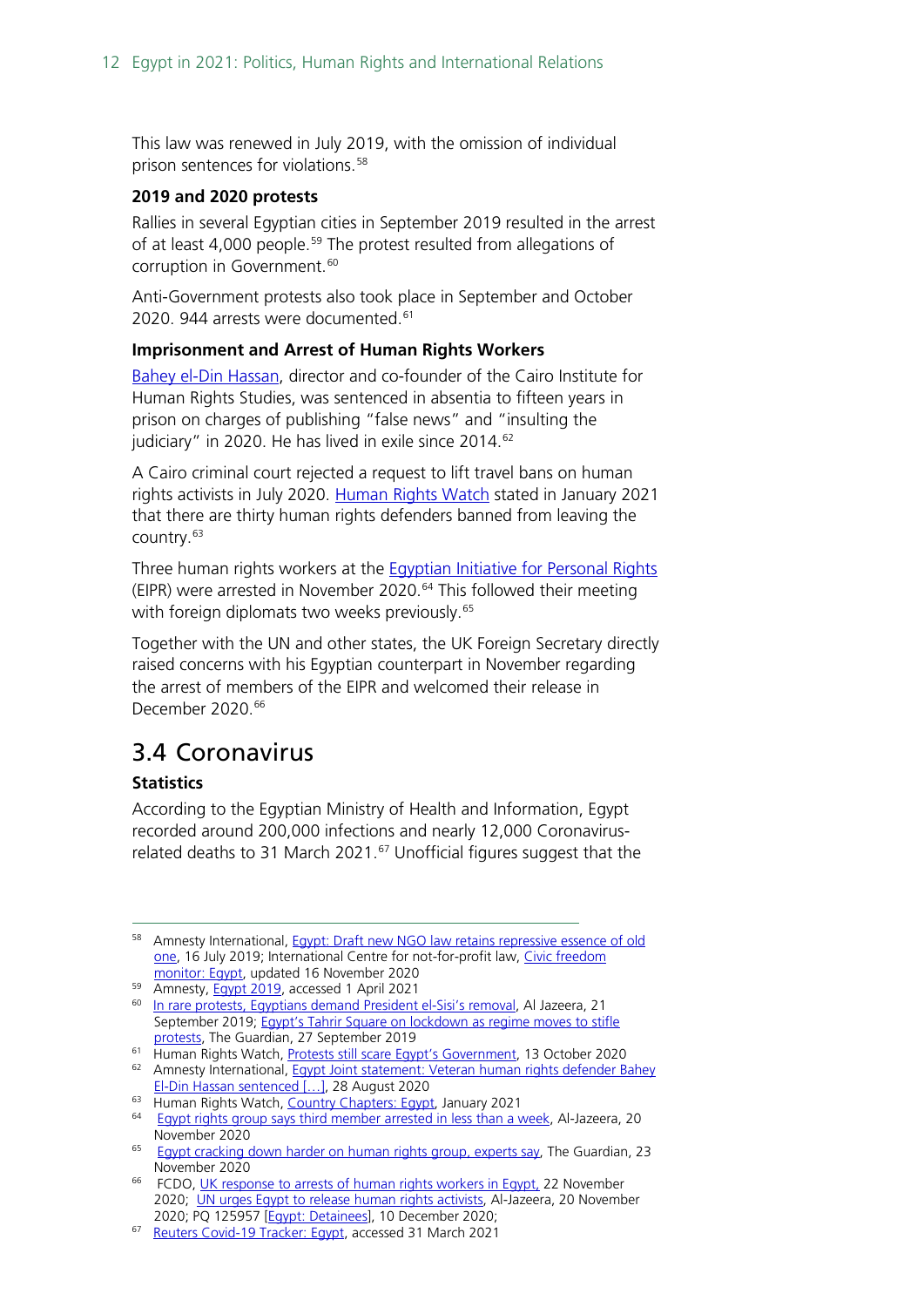This law was renewed in July 2019, with the omission of individual prison sentences for violations.[58]

#### 2019 and 2020 protests

Rallies in several Egyptian cities in September 2019 resulted in the arrest of at least 4,000 people.[59] The protest resulted from allegations of corruption in Government.[60]

Anti-Government protests also took place in September and October 2020. 944 arrests were documented.[61]

#### Imprisonment and Arrest of Human Rights Workers

Bahey el-Din Hassan, director and co-founder of the Cairo Institute for Human Rights Studies, was sentenced in absentia to fifteen years in prison on charges of publishing "false news" and "insulting the judiciary" in 2020. He has lived in exile since 2014.[62]

A Cairo criminal court rejected a request to lift travel bans on human rights activists in July 2020. Human Rights Watch stated in January 2021 that there are thirty human rights defenders banned from leaving the country.[63]

Three human rights workers at the Egyptian Initiative for Personal Rights (EIPR) were arrested in November 2020.[64] This followed their meeting with foreign diplomats two weeks previously.[65]

Together with the UN and other states, the UK Foreign Secretary directly raised concerns with his Egyptian counterpart in November regarding the arrest of members of the EIPR and welcomed their release in December 2020.[66]

## 3.4 Coronavirus

#### Statistics

According to the Egyptian Ministry of Health and Information, Egypt recorded around 200,000 infections and nearly 12,000 Coronavirus-related deaths to 31 March 2021.[67] Unofficial figures suggest that the

---

[58] Amnesty International, Egypt: Draft new NGO law retains repressive essence of old one, 16 July 2019; International Centre for not-for-profit law, Civic freedom monitor: Egypt, updated 16 November 2020

[59] Amnesty, Egypt 2019, accessed 1 April 2021

[60] In rare protests, Egyptians demand President el-Sisi's removal, Al Jazeera, 21 September 2019; Egypt's Tahrir Square on lockdown as regime moves to stifle protests, The Guardian, 27 September 2019

[61] Human Rights Watch, Protests still scare Egypt's Government, 13 October 2020

[62] Amnesty International, Egypt Joint statement: Veteran human rights defender Bahey El-Din Hassan sentenced […], 28 August 2020

[63] Human Rights Watch, Country Chapters: Egypt, January 2021

[64] Egypt rights group says third member arrested in less than a week, Al-Jazeera, 20 November 2020

[65] Egypt cracking down harder on human rights group, experts say, The Guardian, 23 November 2020

[66] FCDO, UK response to arrests of human rights workers in Egypt, 22 November 2020; UN urges Egypt to release human rights activists, Al-Jazeera, 20 November 2020; PQ 125957 [Egypt: Detainees], 10 December 2020;

[67] Reuters Covid-19 Tracker: Egypt, accessed 31 March 2021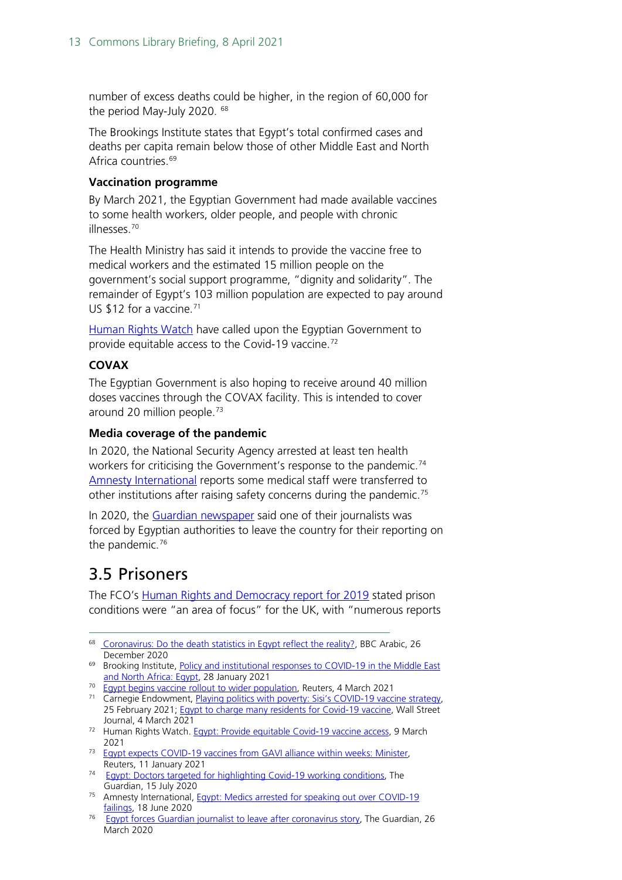number of excess deaths could be higher, in the region of 60,000 for the period May-July 2020. [68]

The Brookings Institute states that Egypt's total confirmed cases and deaths per capita remain below those of other Middle East and North Africa countries.[69]

### Vaccination programme

By March 2021, the Egyptian Government had made available vaccines to some health workers, older people, and people with chronic illnesses.[70]

The Health Ministry has said it intends to provide the vaccine free to medical workers and the estimated 15 million people on the government's social support programme, "dignity and solidarity". The remainder of Egypt's 103 million population are expected to pay around US $12 for a vaccine.[71]

Human Rights Watch have called upon the Egyptian Government to provide equitable access to the Covid-19 vaccine.[72]

### COVAX

The Egyptian Government is also hoping to receive around 40 million doses vaccines through the COVAX facility. This is intended to cover around 20 million people.[73]

### Media coverage of the pandemic

In 2020, the National Security Agency arrested at least ten health workers for criticising the Government's response to the pandemic.[74] Amnesty International reports some medical staff were transferred to other institutions after raising safety concerns during the pandemic.[75]

In 2020, the Guardian newspaper said one of their journalists was forced by Egyptian authorities to leave the country for their reporting on the pandemic.[76]

## 3.5 Prisoners

The FCO's Human Rights and Democracy report for 2019 stated prison conditions were "an area of focus" for the UK, with "numerous reports

---

[68] Coronavirus: Do the death statistics in Egypt reflect the reality?, BBC Arabic, 26 December 2020

[69] Brooking Institute, Policy and institutional responses to COVID-19 in the Middle East and North Africa: Egypt, 28 January 2021

[70] Egypt begins vaccine rollout to wider population, Reuters, 4 March 2021

[71] Carnegie Endowment, Playing politics with poverty: Sisi's COVID-19 vaccine strategy, 25 February 2021; Egypt to charge many residents for Covid-19 vaccine, Wall Street Journal, 4 March 2021

[72] Human Rights Watch. Egypt: Provide equitable Covid-19 vaccine access, 9 March 2021

[73] Egypt expects COVID-19 vaccines from GAVI alliance within weeks: Minister, Reuters, 11 January 2021

[74] Egypt: Doctors targeted for highlighting Covid-19 working conditions, The Guardian, 15 July 2020

[75] Amnesty International, Egypt: Medics arrested for speaking out over COVID-19 failings, 18 June 2020

[76] Egypt forces Guardian journalist to leave after coronavirus story, The Guardian, 26 March 2020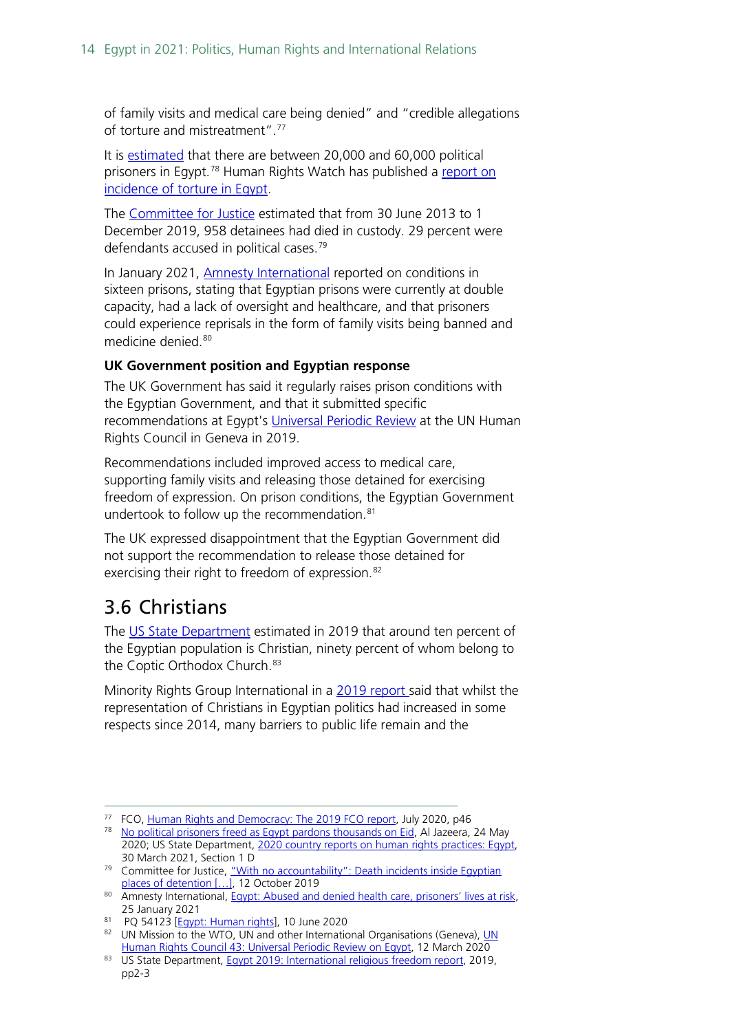of family visits and medical care being denied" and "credible allegations of torture and mistreatment".[77]

It is estimated that there are between 20,000 and 60,000 political prisoners in Egypt.[78] Human Rights Watch has published a report on incidence of torture in Egypt.

The Committee for Justice estimated that from 30 June 2013 to 1 December 2019, 958 detainees had died in custody. 29 percent were defendants accused in political cases.[79]

In January 2021, Amnesty International reported on conditions in sixteen prisons, stating that Egyptian prisons were currently at double capacity, had a lack of oversight and healthcare, and that prisoners could experience reprisals in the form of family visits being banned and medicine denied.[80]

**UK Government position and Egyptian response**

The UK Government has said it regularly raises prison conditions with the Egyptian Government, and that it submitted specific recommendations at Egypt's Universal Periodic Review at the UN Human Rights Council in Geneva in 2019.

Recommendations included improved access to medical care, supporting family visits and releasing those detained for exercising freedom of expression. On prison conditions, the Egyptian Government undertook to follow up the recommendation.[81]

The UK expressed disappointment that the Egyptian Government did not support the recommendation to release those detained for exercising their right to freedom of expression.[82]

## 3.6 Christians

The US State Department estimated in 2019 that around ten percent of the Egyptian population is Christian, ninety percent of whom belong to the Coptic Orthodox Church.[83]

Minority Rights Group International in a 2019 report said that whilst the representation of Christians in Egyptian politics had increased in some respects since 2014, many barriers to public life remain and the

---

[77] FCO, Human Rights and Democracy: The 2019 FCO report, July 2020, p46

[78] No political prisoners freed as Egypt pardons thousands on Eid, Al Jazeera, 24 May 2020; US State Department, 2020 country reports on human rights practices: Egypt, 30 March 2021, Section 1 D

[79] Committee for Justice, "With no accountability": Death incidents inside Egyptian places of detention […], 12 October 2019

[80] Amnesty International, Egypt: Abused and denied health care, prisoners' lives at risk, 25 January 2021

[81] PQ 54123 [Egypt: Human rights], 10 June 2020

[82] UN Mission to the WTO, UN and other International Organisations (Geneva), UN Human Rights Council 43: Universal Periodic Review on Egypt, 12 March 2020

[83] US State Department, Egypt 2019: International religious freedom report, 2019, pp2-3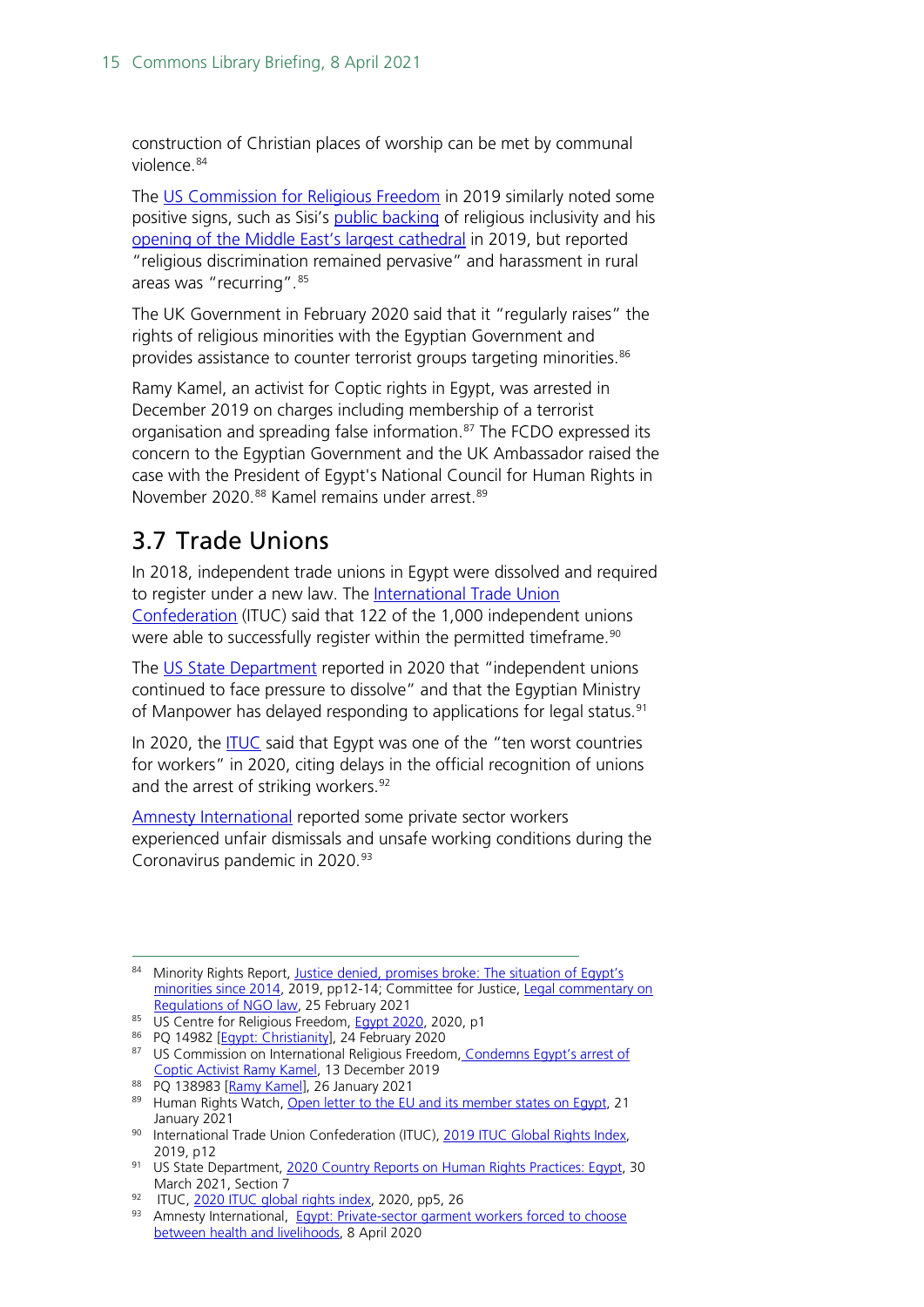construction of Christian places of worship can be met by communal violence.[84]

The US Commission for Religious Freedom in 2019 similarly noted some positive signs, such as Sisi's public backing of religious inclusivity and his opening of the Middle East's largest cathedral in 2019, but reported "religious discrimination remained pervasive" and harassment in rural areas was "recurring".[85]

The UK Government in February 2020 said that it "regularly raises" the rights of religious minorities with the Egyptian Government and provides assistance to counter terrorist groups targeting minorities.[86]

Ramy Kamel, an activist for Coptic rights in Egypt, was arrested in December 2019 on charges including membership of a terrorist organisation and spreading false information.[87] The FCDO expressed its concern to the Egyptian Government and the UK Ambassador raised the case with the President of Egypt's National Council for Human Rights in November 2020.[88] Kamel remains under arrest.[89]

## 3.7 Trade Unions

In 2018, independent trade unions in Egypt were dissolved and required to register under a new law. The International Trade Union Confederation (ITUC) said that 122 of the 1,000 independent unions were able to successfully register within the permitted timeframe.[90]

The US State Department reported in 2020 that "independent unions continued to face pressure to dissolve" and that the Egyptian Ministry of Manpower has delayed responding to applications for legal status.[91]

In 2020, the ITUC said that Egypt was one of the "ten worst countries for workers" in 2020, citing delays in the official recognition of unions and the arrest of striking workers.[92]

Amnesty International reported some private sector workers experienced unfair dismissals and unsafe working conditions during the Coronavirus pandemic in 2020.[93]

---

[84] Minority Rights Report, Justice denied, promises broke: The situation of Egypt's minorities since 2014, 2019, pp12-14; Committee for Justice, Legal commentary on Regulations of NGO law, 25 February 2021

[85] US Centre for Religious Freedom, Egypt 2020, 2020, p1

[86] PQ 14982 [Egypt: Christianity], 24 February 2020

[87] US Commission on International Religious Freedom, Condemns Egypt's arrest of Coptic Activist Ramy Kamel, 13 December 2019

[88] PQ 138983 [Ramy Kamel], 26 January 2021

[89] Human Rights Watch, Open letter to the EU and its member states on Egypt, 21 January 2021

[90] International Trade Union Confederation (ITUC), 2019 ITUC Global Rights Index, 2019, p12

[91] US State Department, 2020 Country Reports on Human Rights Practices: Egypt, 30 March 2021, Section 7

[92] ITUC, 2020 ITUC global rights index, 2020, pp5, 26

[93] Amnesty International, Egypt: Private-sector garment workers forced to choose between health and livelihoods, 8 April 2020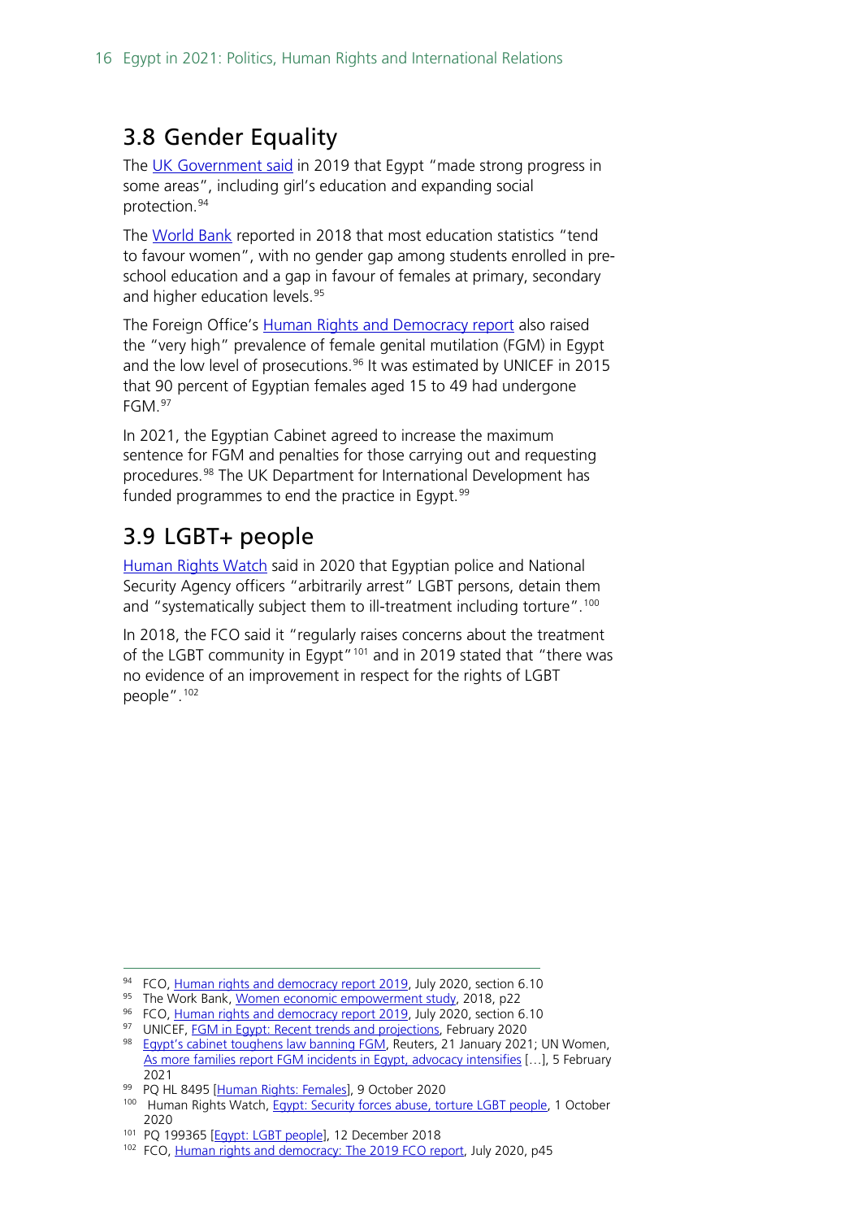## 3.8 Gender Equality

The UK Government said in 2019 that Egypt "made strong progress in some areas", including girl's education and expanding social protection.[94]

The World Bank reported in 2018 that most education statistics "tend to favour women", with no gender gap among students enrolled in pre-school education and a gap in favour of females at primary, secondary and higher education levels.[95]

The Foreign Office's Human Rights and Democracy report also raised the "very high" prevalence of female genital mutilation (FGM) in Egypt and the low level of prosecutions.[96] It was estimated by UNICEF in 2015 that 90 percent of Egyptian females aged 15 to 49 had undergone FGM.[97]

In 2021, the Egyptian Cabinet agreed to increase the maximum sentence for FGM and penalties for those carrying out and requesting procedures.[98] The UK Department for International Development has funded programmes to end the practice in Egypt.[99]

## 3.9 LGBT+ people

Human Rights Watch said in 2020 that Egyptian police and National Security Agency officers "arbitrarily arrest" LGBT persons, detain them and "systematically subject them to ill-treatment including torture".[100]

In 2018, the FCO said it "regularly raises concerns about the treatment of the LGBT community in Egypt"[101] and in 2019 stated that "there was no evidence of an improvement in respect for the rights of LGBT people".[102]

---

[94] FCO, Human rights and democracy report 2019, July 2020, section 6.10

[95] The Work Bank, Women economic empowerment study, 2018, p22

[96] FCO, Human rights and democracy report 2019, July 2020, section 6.10

[97] UNICEF, FGM in Egypt: Recent trends and projections, February 2020

[98] Egypt's cabinet toughens law banning FGM, Reuters, 21 January 2021; UN Women, As more families report FGM incidents in Egypt, advocacy intensifies […], 5 February 2021

[99] PQ HL 8495 [Human Rights: Females], 9 October 2020

[100] Human Rights Watch, Egypt: Security forces abuse, torture LGBT people, 1 October 2020

[101] PQ 199365 [Egypt: LGBT people], 12 December 2018

[102] FCO, Human rights and democracy: The 2019 FCO report, July 2020, p45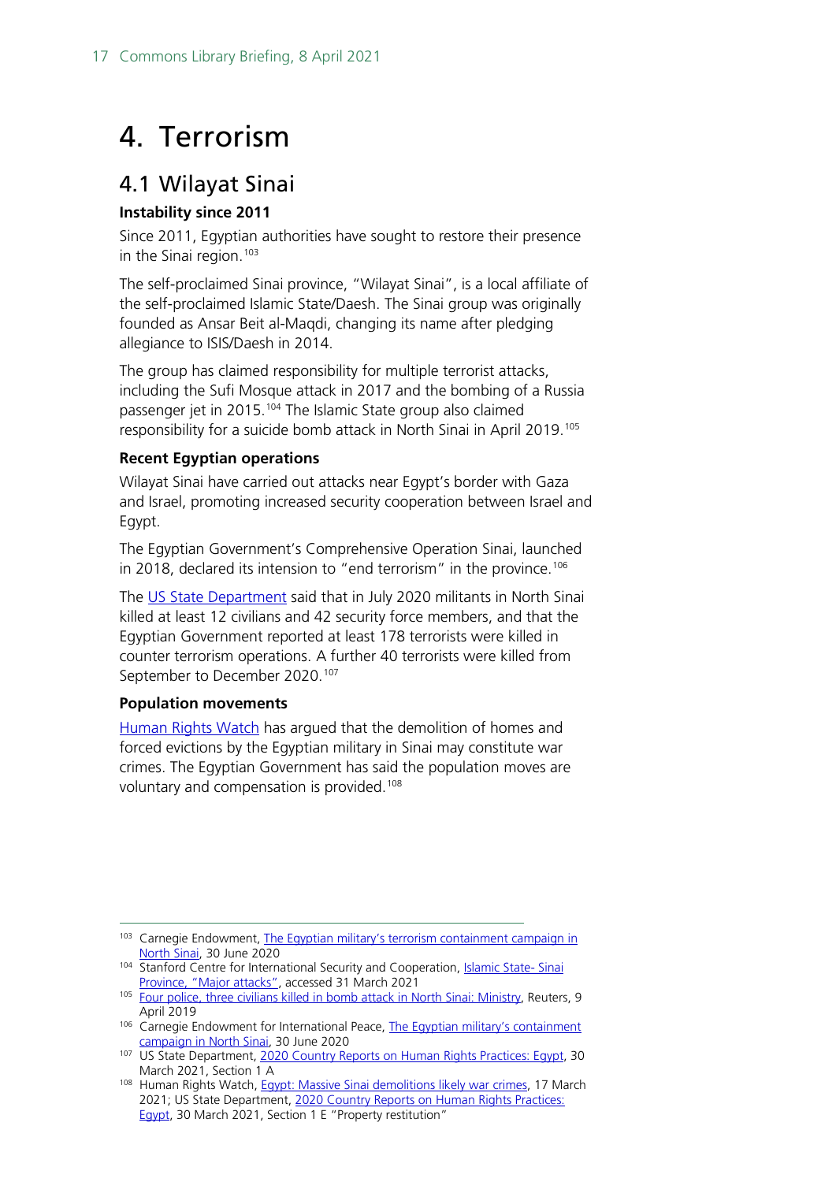# 4. Terrorism

## 4.1 Wilayat Sinai

### Instability since 2011

Since 2011, Egyptian authorities have sought to restore their presence in the Sinai region.[103]

The self-proclaimed Sinai province, "Wilayat Sinai", is a local affiliate of the self-proclaimed Islamic State/Daesh. The Sinai group was originally founded as Ansar Beit al-Maqdi, changing its name after pledging allegiance to ISIS/Daesh in 2014.

The group has claimed responsibility for multiple terrorist attacks, including the Sufi Mosque attack in 2017 and the bombing of a Russia passenger jet in 2015.[104] The Islamic State group also claimed responsibility for a suicide bomb attack in North Sinai in April 2019.[105]

### Recent Egyptian operations

Wilayat Sinai have carried out attacks near Egypt's border with Gaza and Israel, promoting increased security cooperation between Israel and Egypt.

The Egyptian Government's Comprehensive Operation Sinai, launched in 2018, declared its intension to "end terrorism" in the province.[106]

The US State Department said that in July 2020 militants in North Sinai killed at least 12 civilians and 42 security force members, and that the Egyptian Government reported at least 178 terrorists were killed in counter terrorism operations. A further 40 terrorists were killed from September to December 2020.[107]

### Population movements

Human Rights Watch has argued that the demolition of homes and forced evictions by the Egyptian military in Sinai may constitute war crimes. The Egyptian Government has said the population moves are voluntary and compensation is provided.[108]

---

[103] Carnegie Endowment, The Egyptian military's terrorism containment campaign in North Sinai, 30 June 2020

[104] Stanford Centre for International Security and Cooperation, Islamic State- Sinai Province, "Major attacks", accessed 31 March 2021

[105] Four police, three civilians killed in bomb attack in North Sinai: Ministry, Reuters, 9 April 2019

[106] Carnegie Endowment for International Peace, The Egyptian military's containment campaign in North Sinai, 30 June 2020

[107] US State Department, 2020 Country Reports on Human Rights Practices: Egypt, 30 March 2021, Section 1 A

[108] Human Rights Watch, Egypt: Massive Sinai demolitions likely war crimes, 17 March 2021; US State Department, 2020 Country Reports on Human Rights Practices: Egypt, 30 March 2021, Section 1 E "Property restitution"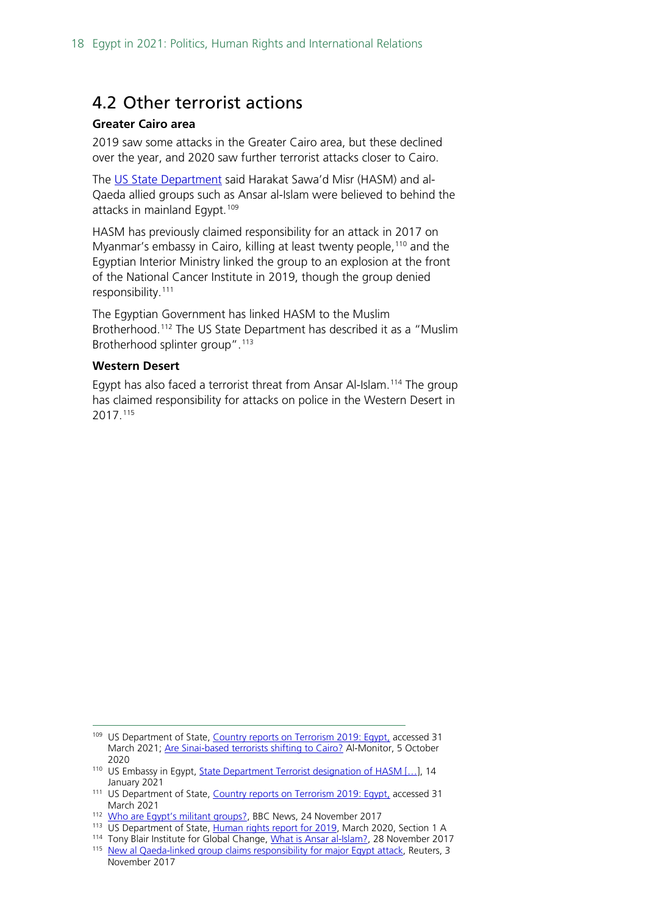## 4.2 Other terrorist actions

**Greater Cairo area**

2019 saw some attacks in the Greater Cairo area, but these declined over the year, and 2020 saw further terrorist attacks closer to Cairo.

The US State Department said Harakat Sawa'd Misr (HASM) and al-Qaeda allied groups such as Ansar al-Islam were believed to behind the attacks in mainland Egypt.[109]

HASM has previously claimed responsibility for an attack in 2017 on Myanmar's embassy in Cairo, killing at least twenty people,[110] and the Egyptian Interior Ministry linked the group to an explosion at the front of the National Cancer Institute in 2019, though the group denied responsibility.[111]

The Egyptian Government has linked HASM to the Muslim Brotherhood.[112] The US State Department has described it as a "Muslim Brotherhood splinter group".[113]

**Western Desert**

Egypt has also faced a terrorist threat from Ansar Al-Islam.[114] The group has claimed responsibility for attacks on police in the Western Desert in 2017.[115]

---

[109] US Department of State, Country reports on Terrorism 2019: Egypt, accessed 31 March 2021; Are Sinai-based terrorists shifting to Cairo? Al-Monitor, 5 October 2020

[110] US Embassy in Egypt, State Department Terrorist designation of HASM […], 14 January 2021

[111] US Department of State, Country reports on Terrorism 2019: Egypt, accessed 31 March 2021

[112] Who are Egypt's militant groups?, BBC News, 24 November 2017

[113] US Department of State, Human rights report for 2019, March 2020, Section 1 A

[114] Tony Blair Institute for Global Change, What is Ansar al-Islam?, 28 November 2017

[115] New al Qaeda-linked group claims responsibility for major Egypt attack, Reuters, 3 November 2017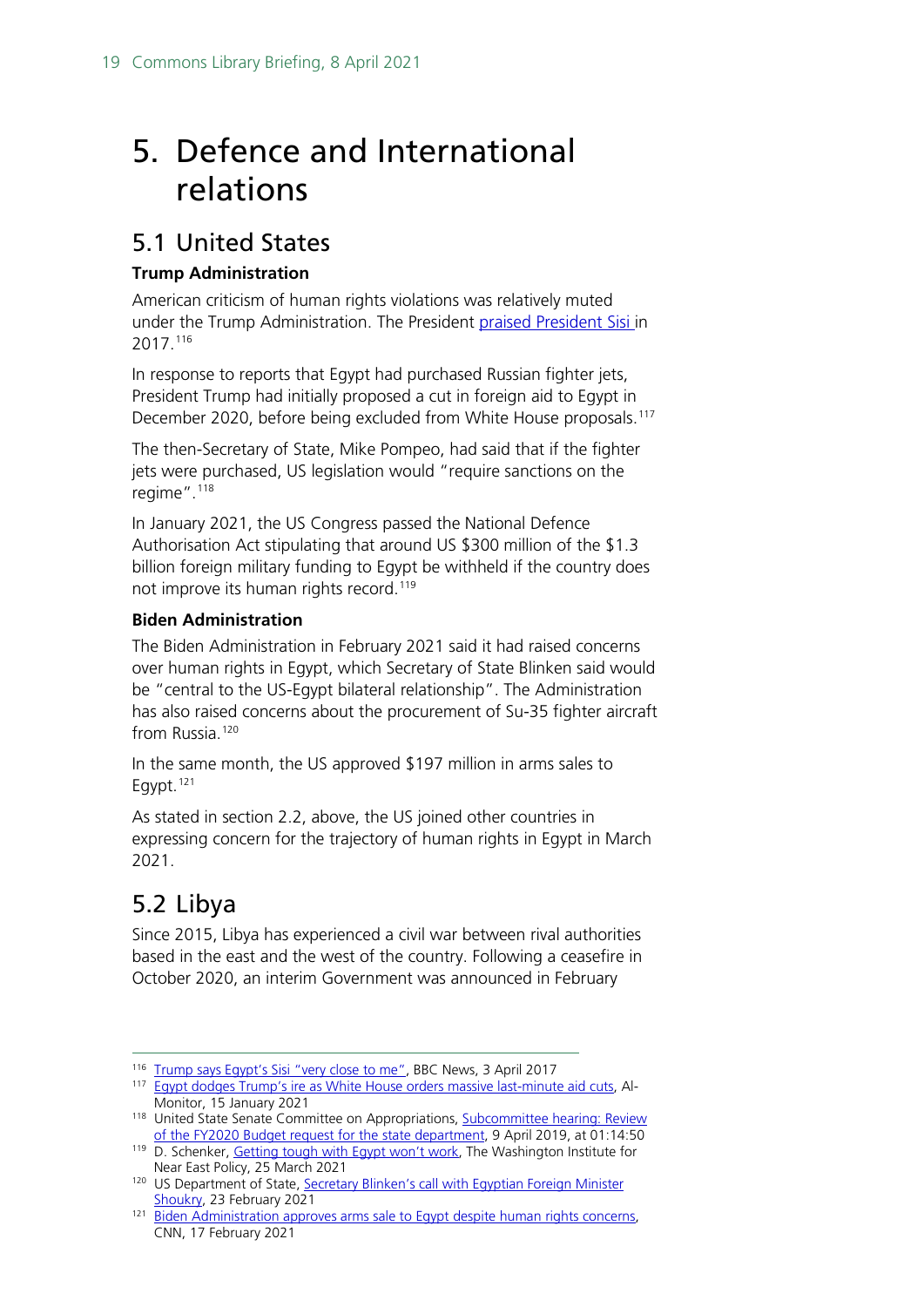# 5. Defence and International relations

## 5.1 United States

**Trump Administration**

American criticism of human rights violations was relatively muted under the Trump Administration. The President praised President Sisi in 2017.[116]

In response to reports that Egypt had purchased Russian fighter jets, President Trump had initially proposed a cut in foreign aid to Egypt in December 2020, before being excluded from White House proposals.[117]

The then-Secretary of State, Mike Pompeo, had said that if the fighter jets were purchased, US legislation would "require sanctions on the regime".[118]

In January 2021, the US Congress passed the National Defence Authorisation Act stipulating that around US $300 million of the $1.3 billion foreign military funding to Egypt be withheld if the country does not improve its human rights record.[119]

**Biden Administration**

The Biden Administration in February 2021 said it had raised concerns over human rights in Egypt, which Secretary of State Blinken said would be "central to the US-Egypt bilateral relationship". The Administration has also raised concerns about the procurement of Su-35 fighter aircraft from Russia.[120]

In the same month, the US approved $197 million in arms sales to Egypt.[121]

As stated in section 2.2, above, the US joined other countries in expressing concern for the trajectory of human rights in Egypt in March 2021.

## 5.2 Libya

Since 2015, Libya has experienced a civil war between rival authorities based in the east and the west of the country. Following a ceasefire in October 2020, an interim Government was announced in February

---

116 Trump says Egypt's Sisi "very close to me", BBC News, 3 April 2017

117 Egypt dodges Trump's ire as White House orders massive last-minute aid cuts, Al-Monitor, 15 January 2021

118 United State Senate Committee on Appropriations, Subcommittee hearing: Review of the FY2020 Budget request for the state department, 9 April 2019, at 01:14:50

119 D. Schenker, Getting tough with Egypt won't work, The Washington Institute for Near East Policy, 25 March 2021

120 US Department of State, Secretary Blinken's call with Egyptian Foreign Minister Shoukry, 23 February 2021

121 Biden Administration approves arms sale to Egypt despite human rights concerns, CNN, 17 February 2021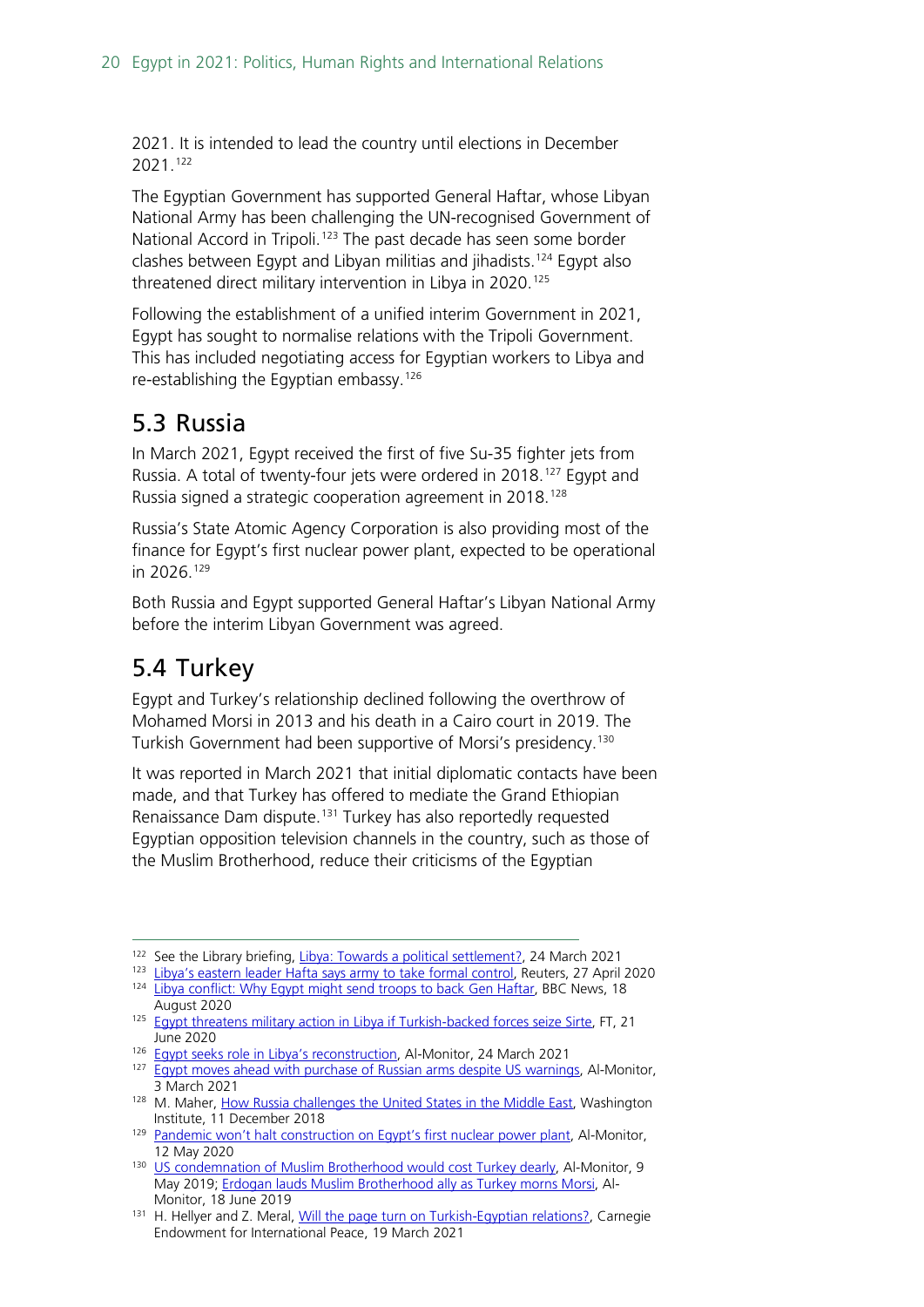2021. It is intended to lead the country until elections in December 2021.[122]

The Egyptian Government has supported General Haftar, whose Libyan National Army has been challenging the UN-recognised Government of National Accord in Tripoli.[123] The past decade has seen some border clashes between Egypt and Libyan militias and jihadists.[124] Egypt also threatened direct military intervention in Libya in 2020.[125]

Following the establishment of a unified interim Government in 2021, Egypt has sought to normalise relations with the Tripoli Government. This has included negotiating access for Egyptian workers to Libya and re-establishing the Egyptian embassy.[126]

## 5.3 Russia

In March 2021, Egypt received the first of five Su-35 fighter jets from Russia. A total of twenty-four jets were ordered in 2018.[127] Egypt and Russia signed a strategic cooperation agreement in 2018.[128]

Russia's State Atomic Agency Corporation is also providing most of the finance for Egypt's first nuclear power plant, expected to be operational in 2026.[129]

Both Russia and Egypt supported General Haftar's Libyan National Army before the interim Libyan Government was agreed.

## 5.4 Turkey

Egypt and Turkey's relationship declined following the overthrow of Mohamed Morsi in 2013 and his death in a Cairo court in 2019. The Turkish Government had been supportive of Morsi's presidency.[130]

It was reported in March 2021 that initial diplomatic contacts have been made, and that Turkey has offered to mediate the Grand Ethiopian Renaissance Dam dispute.[131] Turkey has also reportedly requested Egyptian opposition television channels in the country, such as those of the Muslim Brotherhood, reduce their criticisms of the Egyptian

---

[122] See the Library briefing, Libya: Towards a political settlement?, 24 March 2021

[123] Libya's eastern leader Hafta says army to take formal control, Reuters, 27 April 2020

[124] Libya conflict: Why Egypt might send troops to back Gen Haftar, BBC News, 18 August 2020

[125] Egypt threatens military action in Libya if Turkish-backed forces seize Sirte, FT, 21 June 2020

[126] Egypt seeks role in Libya's reconstruction, Al-Monitor, 24 March 2021

[127] Egypt moves ahead with purchase of Russian arms despite US warnings, Al-Monitor, 3 March 2021

[128] M. Maher, How Russia challenges the United States in the Middle East, Washington Institute, 11 December 2018

[129] Pandemic won't halt construction on Egypt's first nuclear power plant, Al-Monitor, 12 May 2020

[130] US condemnation of Muslim Brotherhood would cost Turkey dearly, Al-Monitor, 9 May 2019; Erdogan lauds Muslim Brotherhood ally as Turkey morns Morsi, Al-Monitor, 18 June 2019

[131] H. Hellyer and Z. Meral, Will the page turn on Turkish-Egyptian relations?, Carnegie Endowment for International Peace, 19 March 2021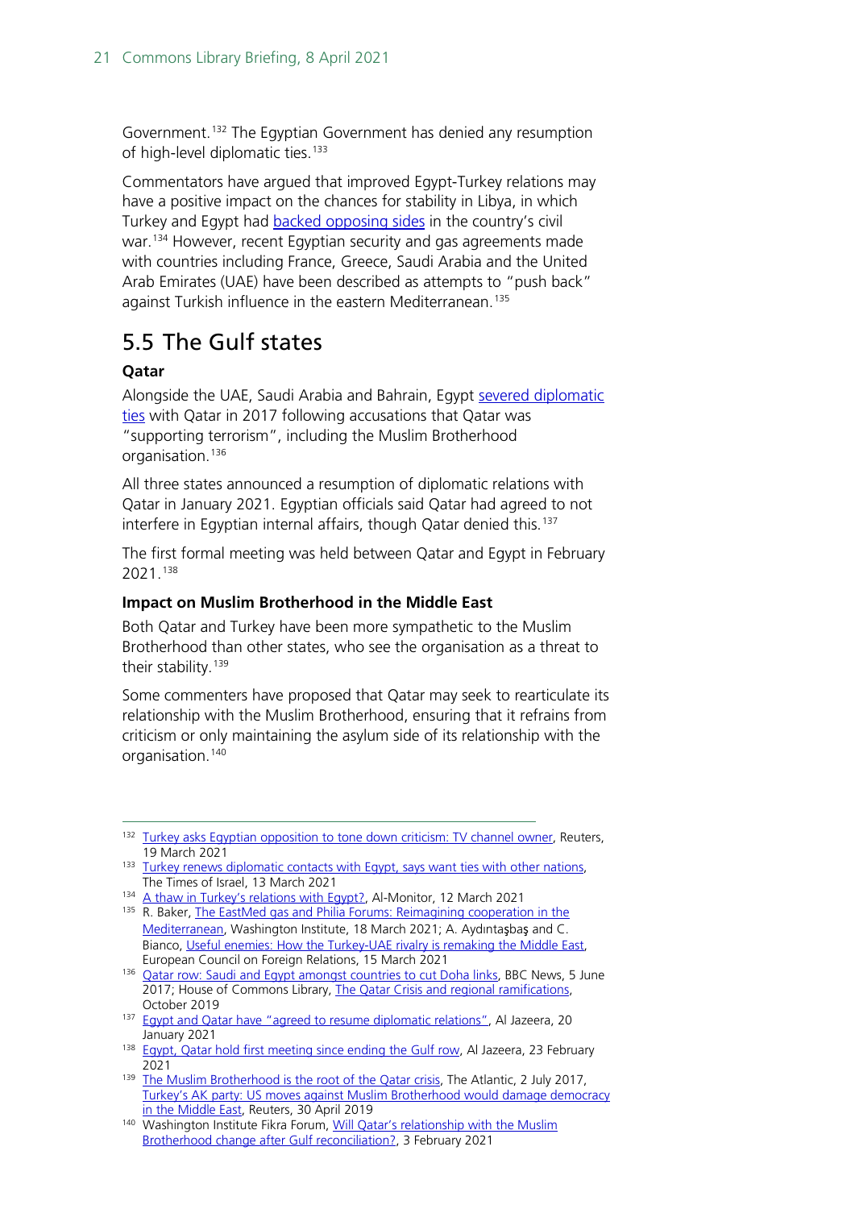Government.[132] The Egyptian Government has denied any resumption of high-level diplomatic ties.[133]

Commentators have argued that improved Egypt-Turkey relations may have a positive impact on the chances for stability in Libya, in which Turkey and Egypt had backed opposing sides in the country's civil war.[134] However, recent Egyptian security and gas agreements made with countries including France, Greece, Saudi Arabia and the United Arab Emirates (UAE) have been described as attempts to "push back" against Turkish influence in the eastern Mediterranean.[135]

## 5.5 The Gulf states

### Qatar

Alongside the UAE, Saudi Arabia and Bahrain, Egypt severed diplomatic ties with Qatar in 2017 following accusations that Qatar was "supporting terrorism", including the Muslim Brotherhood organisation.[136]

All three states announced a resumption of diplomatic relations with Qatar in January 2021. Egyptian officials said Qatar had agreed to not interfere in Egyptian internal affairs, though Qatar denied this.[137]

The first formal meeting was held between Qatar and Egypt in February 2021.[138]

### Impact on Muslim Brotherhood in the Middle East

Both Qatar and Turkey have been more sympathetic to the Muslim Brotherhood than other states, who see the organisation as a threat to their stability.[139]

Some commenters have proposed that Qatar may seek to rearticulate its relationship with the Muslim Brotherhood, ensuring that it refrains from criticism or only maintaining the asylum side of its relationship with the organisation.[140]

---

[132] Turkey asks Egyptian opposition to tone down criticism: TV channel owner, Reuters, 19 March 2021

[133] Turkey renews diplomatic contacts with Egypt, says want ties with other nations, The Times of Israel, 13 March 2021

[134] A thaw in Turkey's relations with Egypt?, Al-Monitor, 12 March 2021

[135] R. Baker, The EastMed gas and Philia Forums: Reimagining cooperation in the Mediterranean, Washington Institute, 18 March 2021; A. Aydıntaşbaş and C. Bianco, Useful enemies: How the Turkey-UAE rivalry is remaking the Middle East, European Council on Foreign Relations, 15 March 2021

[136] Qatar row: Saudi and Egypt amongst countries to cut Doha links, BBC News, 5 June 2017; House of Commons Library, The Qatar Crisis and regional ramifications, October 2019

[137] Egypt and Qatar have "agreed to resume diplomatic relations", Al Jazeera, 20 January 2021

[138] Egypt, Qatar hold first meeting since ending the Gulf row, Al Jazeera, 23 February 2021

[139] The Muslim Brotherhood is the root of the Qatar crisis, The Atlantic, 2 July 2017, Turkey's AK party: US moves against Muslim Brotherhood would damage democracy in the Middle East, Reuters, 30 April 2019

[140] Washington Institute Fikra Forum, Will Qatar's relationship with the Muslim Brotherhood change after Gulf reconciliation?, 3 February 2021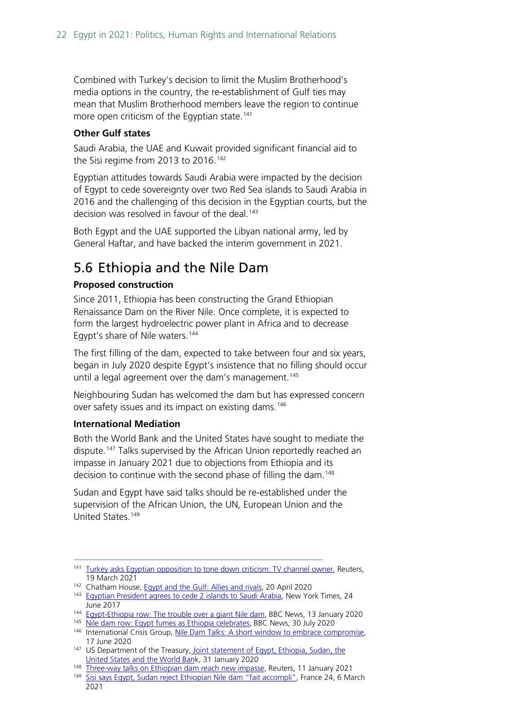Combined with Turkey's decision to limit the Muslim Brotherhood's media options in the country, the re-establishment of Gulf ties may mean that Muslim Brotherhood members leave the region to continue more open criticism of the Egyptian state.[141]

**Other Gulf states**

Saudi Arabia, the UAE and Kuwait provided significant financial aid to the Sisi regime from 2013 to 2016.[142]

Egyptian attitudes towards Saudi Arabia were impacted by the decision of Egypt to cede sovereignty over two Red Sea islands to Saudi Arabia in 2016 and the challenging of this decision in the Egyptian courts, but the decision was resolved in favour of the deal.[143]

Both Egypt and the UAE supported the Libyan national army, led by General Haftar, and have backed the interim government in 2021.

## 5.6 Ethiopia and the Nile Dam

**Proposed construction**

Since 2011, Ethiopia has been constructing the Grand Ethiopian Renaissance Dam on the River Nile. Once complete, it is expected to form the largest hydroelectric power plant in Africa and to decrease Egypt's share of Nile waters.[144]

The first filling of the dam, expected to take between four and six years, began in July 2020 despite Egypt's insistence that no filling should occur until a legal agreement over the dam's management.[145]

Neighbouring Sudan has welcomed the dam but has expressed concern over safety issues and its impact on existing dams.[146]

**International Mediation**

Both the World Bank and the United States have sought to mediate the dispute.[147] Talks supervised by the African Union reportedly reached an impasse in January 2021 due to objections from Ethiopia and its decision to continue with the second phase of filling the dam.[148]

Sudan and Egypt have said talks should be re-established under the supervision of the African Union, the UN, European Union and the United States.[149]

---

[141] Turkey asks Egyptian opposition to tone down criticism: TV channel owner, Reuters, 19 March 2021

[142] Chatham House, Egypt and the Gulf: Allies and rivals, 20 April 2020

[143] Egyptian President agrees to cede 2 islands to Saudi Arabia, New York Times, 24 June 2017

[144] Egypt-Ethiopia row: The trouble over a giant Nile dam, BBC News, 13 January 2020

[145] Nile dam row: Egypt fumes as Ethiopia celebrates, BBC News, 30 July 2020

[146] International Crisis Group, Nile Dam Talks: A short window to embrace compromise, 17 June 2020

[147] US Department of the Treasury, Joint statement of Egypt, Ethiopia, Sudan, the United States and the World Bank, 31 January 2020

[148] Three-way talks on Ethiopian dam reach new impasse, Reuters, 11 January 2021

[149] Sisi says Egypt, Sudan reject Ethiopian Nile dam "fait accompli", France 24, 6 March 2021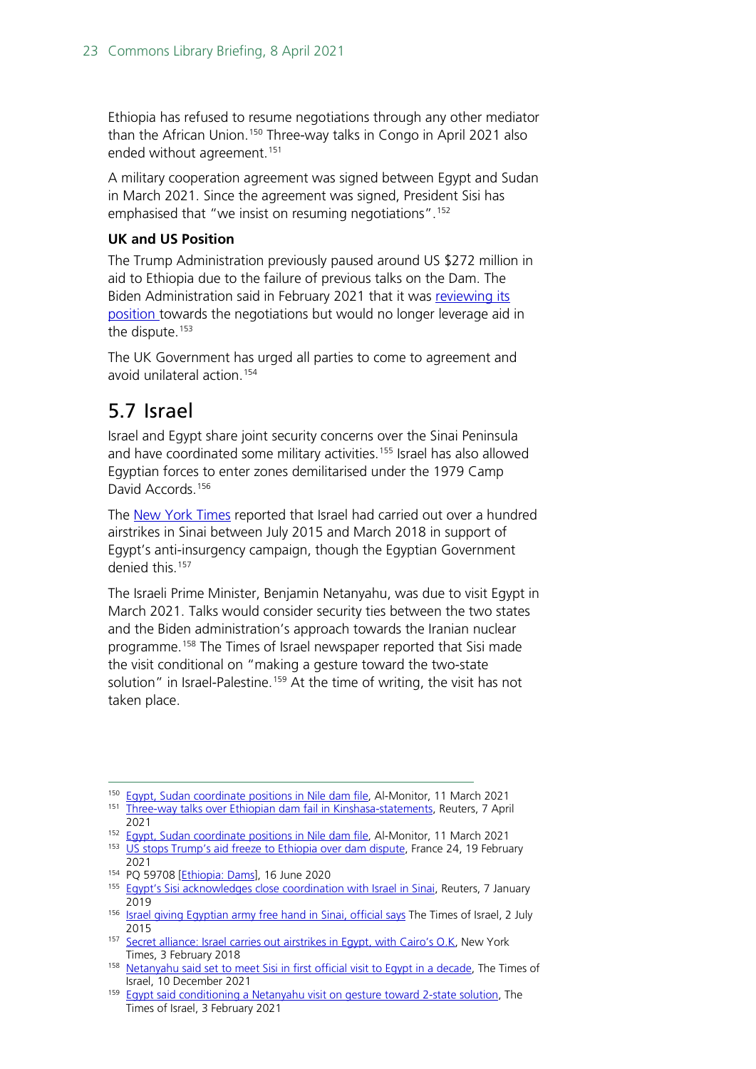Ethiopia has refused to resume negotiations through any other mediator than the African Union.[150] Three-way talks in Congo in April 2021 also ended without agreement.[151]

A military cooperation agreement was signed between Egypt and Sudan in March 2021. Since the agreement was signed, President Sisi has emphasised that "we insist on resuming negotiations".[152]

**UK and US Position**

The Trump Administration previously paused around US $272 million in aid to Ethiopia due to the failure of previous talks on the Dam. The Biden Administration said in February 2021 that it was reviewing its position towards the negotiations but would no longer leverage aid in the dispute.[153]

The UK Government has urged all parties to come to agreement and avoid unilateral action.[154]

## 5.7 Israel

Israel and Egypt share joint security concerns over the Sinai Peninsula and have coordinated some military activities.[155] Israel has also allowed Egyptian forces to enter zones demilitarised under the 1979 Camp David Accords.[156]

The New York Times reported that Israel had carried out over a hundred airstrikes in Sinai between July 2015 and March 2018 in support of Egypt's anti-insurgency campaign, though the Egyptian Government denied this.[157]

The Israeli Prime Minister, Benjamin Netanyahu, was due to visit Egypt in March 2021. Talks would consider security ties between the two states and the Biden administration's approach towards the Iranian nuclear programme.[158] The Times of Israel newspaper reported that Sisi made the visit conditional on "making a gesture toward the two-state solution" in Israel-Palestine.[159] At the time of writing, the visit has not taken place.

---

[150] Egypt, Sudan coordinate positions in Nile dam file, Al-Monitor, 11 March 2021

[151] Three-way talks over Ethiopian dam fail in Kinshasa-statements, Reuters, 7 April 2021

[152] Egypt, Sudan coordinate positions in Nile dam file, Al-Monitor, 11 March 2021

[153] US stops Trump's aid freeze to Ethiopia over dam dispute, France 24, 19 February 2021

[154] PQ 59708 [Ethiopia: Dams], 16 June 2020

[155] Egypt's Sisi acknowledges close coordination with Israel in Sinai, Reuters, 7 January 2019

[156] Israel giving Egyptian army free hand in Sinai, official says The Times of Israel, 2 July 2015

[157] Secret alliance: Israel carries out airstrikes in Egypt, with Cairo's O.K, New York Times, 3 February 2018

[158] Netanyahu said set to meet Sisi in first official visit to Egypt in a decade, The Times of Israel, 10 December 2021

[159] Egypt said conditioning a Netanyahu visit on gesture toward 2-state solution, The Times of Israel, 3 February 2021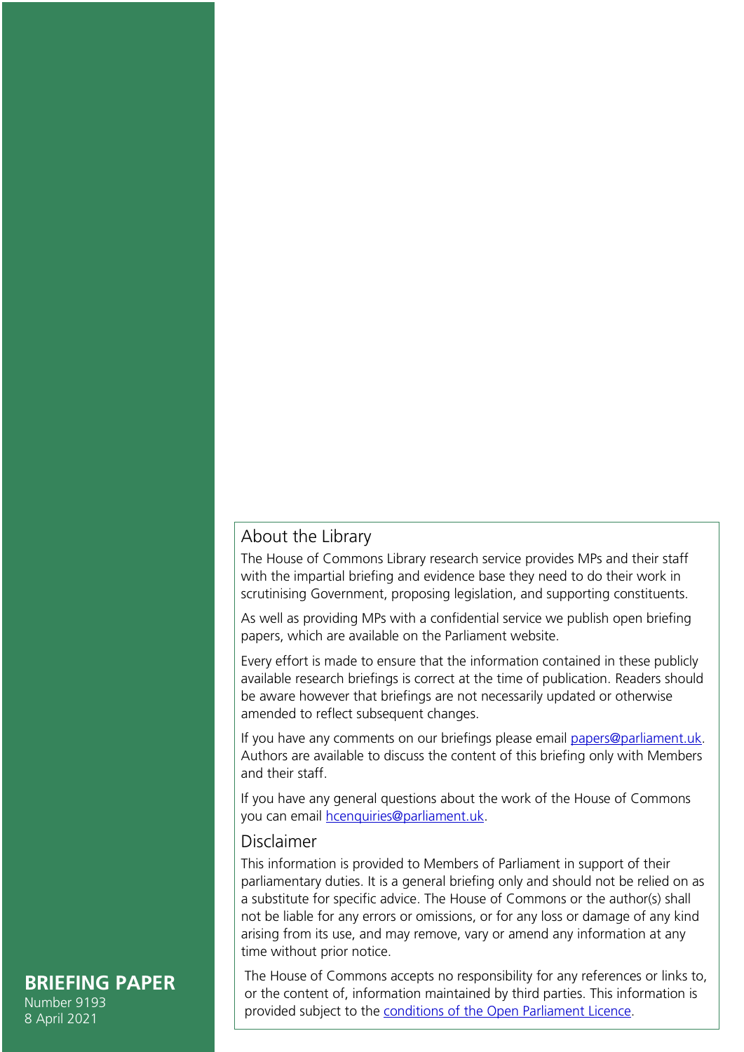## About the Library

The House of Commons Library research service provides MPs and their staff with the impartial briefing and evidence base they need to do their work in scrutinising Government, proposing legislation, and supporting constituents.

As well as providing MPs with a confidential service we publish open briefing papers, which are available on the Parliament website.

Every effort is made to ensure that the information contained in these publicly available research briefings is correct at the time of publication. Readers should be aware however that briefings are not necessarily updated or otherwise amended to reflect subsequent changes.

If you have any comments on our briefings please email papers@parliament.uk. Authors are available to discuss the content of this briefing only with Members and their staff.

If you have any general questions about the work of the House of Commons you can email hcenquiries@parliament.uk.

## Disclaimer

This information is provided to Members of Parliament in support of their parliamentary duties. It is a general briefing only and should not be relied on as a substitute for specific advice. The House of Commons or the author(s) shall not be liable for any errors or omissions, or for any loss or damage of any kind arising from its use, and may remove, vary or amend any information at any time without prior notice.

The House of Commons accepts no responsibility for any references or links to, or the content of, information maintained by third parties. This information is provided subject to the conditions of the Open Parliament Licence.

**BRIEFING PAPER**
Number 9193
8 April 2021